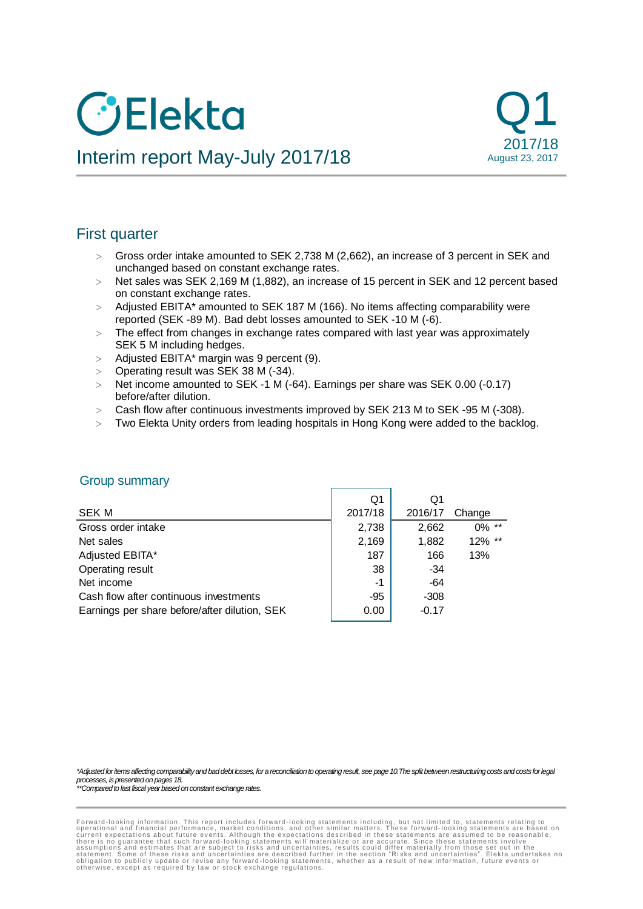# Elekta

## Interim report May-July 2017/18

Q1 2017/18
August 23, 2017

## First quarter

- Gross order intake amounted to SEK 2,738 M (2,662), an increase of 3 percent in SEK and unchanged based on constant exchange rates.
- Net sales was SEK 2,169 M (1,882), an increase of 15 percent in SEK and 12 percent based on constant exchange rates.
- Adjusted EBITA* amounted to SEK 187 M (166). No items affecting comparability were reported (SEK -89 M). Bad debt losses amounted to SEK -10 M (-6).
- The effect from changes in exchange rates compared with last year was approximately SEK 5 M including hedges.
- Adjusted EBITA* margin was 9 percent (9).
- Operating result was SEK 38 M (-34).
- Net income amounted to SEK -1 M (-64). Earnings per share was SEK 0.00 (-0.17) before/after dilution.
- Cash flow after continuous investments improved by SEK 213 M to SEK -95 M (-308).
- Two Elekta Unity orders from leading hospitals in Hong Kong were added to the backlog.

### Group summary

| SEK M | Q1 2017/18 | Q1 2016/17 | Change |
|---|---|---|---|
| Gross order intake | 2,738 | 2,662 | 0% ** |
| Net sales | 2,169 | 1,882 | 12% ** |
| Adjusted EBITA* | 187 | 166 | 13% |
| Operating result | 38 | -34 | |
| Net income | -1 | -64 | |
| Cash flow after continuous investments | -95 | -308 | |
| Earnings per share before/after dilution, SEK | 0.00 | -0.17 | |

*\*Adjusted for items affecting comparability and bad debt losses, for a reconciliation to operating result, see page 10.The split between restructuring costs and costs for legal processes, is presented on pages 18.*
*\*\*Compared to last fiscal year based on constant exchange rates.*

Forward-looking information. This report includes forward-looking statements including, but not limited to, statements relating to operational and financial performance, market conditions, and other similar matters. These forward-looking statements are based on current expectations about future events. Although the expectations described in these statements are assumed to be reasonable, there is no guarantee that such forward-looking statements will materialize or are accurate. Since these statements involve assumptions and estimates that are subject to risks and uncertainties, results could differ materially from those set out in the statement. Some of these risks and uncertainties are described further in the section "Risks and uncertainties". Elekta undertakes no obligation to publicly update or revise any forward-looking statements, whether as a result of new information, future events or otherwise, except as required by law or stock exchange regulations.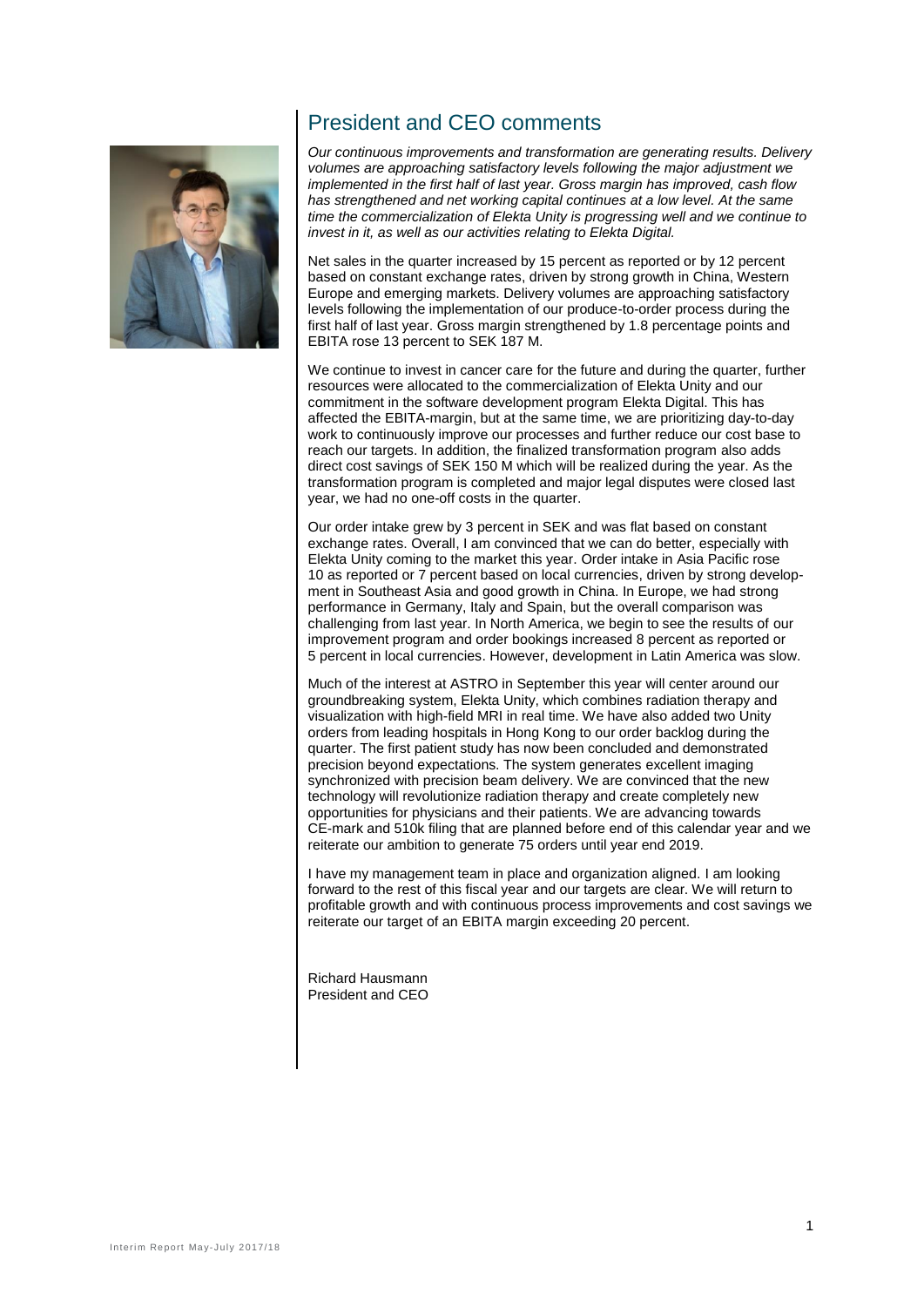## President and CEO comments

*Our continuous improvements and transformation are generating results. Delivery volumes are approaching satisfactory levels following the major adjustment we implemented in the first half of last year. Gross margin has improved, cash flow has strengthened and net working capital continues at a low level. At the same time the commercialization of Elekta Unity is progressing well and we continue to invest in it, as well as our activities relating to Elekta Digital.*

Net sales in the quarter increased by 15 percent as reported or by 12 percent based on constant exchange rates, driven by strong growth in China, Western Europe and emerging markets. Delivery volumes are approaching satisfactory levels following the implementation of our produce-to-order process during the first half of last year. Gross margin strengthened by 1.8 percentage points and EBITA rose 13 percent to SEK 187 M.

We continue to invest in cancer care for the future and during the quarter, further resources were allocated to the commercialization of Elekta Unity and our commitment in the software development program Elekta Digital. This has affected the EBITA-margin, but at the same time, we are prioritizing day-to-day work to continuously improve our processes and further reduce our cost base to reach our targets. In addition, the finalized transformation program also adds direct cost savings of SEK 150 M which will be realized during the year. As the transformation program is completed and major legal disputes were closed last year, we had no one-off costs in the quarter.

Our order intake grew by 3 percent in SEK and was flat based on constant exchange rates. Overall, I am convinced that we can do better, especially with Elekta Unity coming to the market this year. Order intake in Asia Pacific rose 10 as reported or 7 percent based on local currencies, driven by strong development in Southeast Asia and good growth in China. In Europe, we had strong performance in Germany, Italy and Spain, but the overall comparison was challenging from last year. In North America, we begin to see the results of our improvement program and order bookings increased 8 percent as reported or 5 percent in local currencies. However, development in Latin America was slow.

Much of the interest at ASTRO in September this year will center around our groundbreaking system, Elekta Unity, which combines radiation therapy and visualization with high-field MRI in real time. We have also added two Unity orders from leading hospitals in Hong Kong to our order backlog during the quarter. The first patient study has now been concluded and demonstrated precision beyond expectations. The system generates excellent imaging synchronized with precision beam delivery. We are convinced that the new technology will revolutionize radiation therapy and create completely new opportunities for physicians and their patients. We are advancing towards CE-mark and 510k filing that are planned before end of this calendar year and we reiterate our ambition to generate 75 orders until year end 2019.

I have my management team in place and organization aligned. I am looking forward to the rest of this fiscal year and our targets are clear. We will return to profitable growth and with continuous process improvements and cost savings we reiterate our target of an EBITA margin exceeding 20 percent.

Richard Hausmann
President and CEO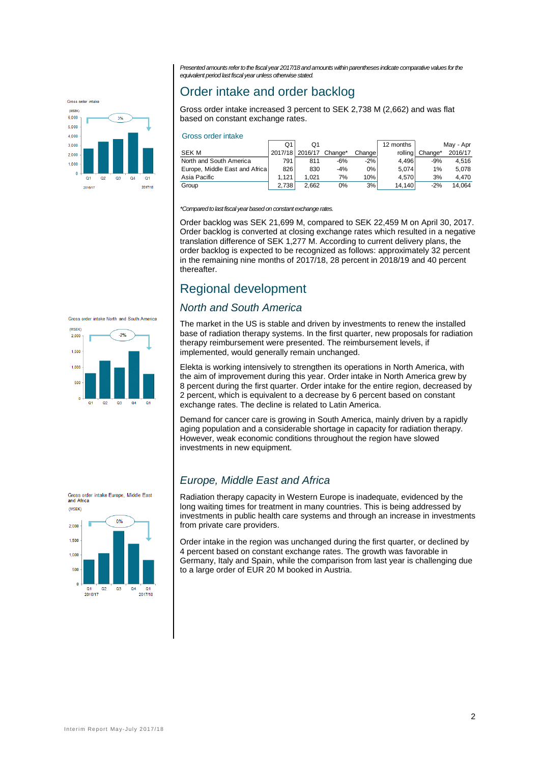*Presented amounts refer to the fiscal year 2017/18 and amounts within parentheses indicate comparative values for the equivalent period last fiscal year unless otherwise stated.*

## Order intake and order backlog

Gross order intake increased 3 percent to SEK 2,738 M (2,662) and was flat based on constant exchange rates.

### Gross order intake

| SEK M | Q1 2017/18 | Q1 2016/17 | Change* | Change | 12 months rolling | Change* | May - Apr 2016/17 |
|---|---|---|---|---|---|---|---|
| North and South America | 791 | 811 | -6% | -2% | 4,496 | -9% | 4,516 |
| Europe, Middle East and Africa | 826 | 830 | -4% | 0% | 5,074 | 1% | 5,078 |
| Asia Pacific | 1,121 | 1,021 | 7% | 10% | 4,570 | 3% | 4,470 |
| Group | 2,738 | 2,662 | 0% | 3% | 14,140 | -2% | 14,064 |

*\*Compared to last fiscal year based on constant exchange rates.*

Order backlog was SEK 21,699 M, compared to SEK 22,459 M on April 30, 2017. Order backlog is converted at closing exchange rates which resulted in a negative translation difference of SEK 1,277 M. According to current delivery plans, the order backlog is expected to be recognized as follows: approximately 32 percent in the remaining nine months of 2017/18, 28 percent in 2018/19 and 40 percent thereafter.

## Regional development

### *North and South America*

The market in the US is stable and driven by investments to renew the installed base of radiation therapy systems. In the first quarter, new proposals for radiation therapy reimbursement were presented. The reimbursement levels, if implemented, would generally remain unchanged.

Elekta is working intensively to strengthen its operations in North America, with the aim of improvement during this year. Order intake in North America grew by 8 percent during the first quarter. Order intake for the entire region, decreased by 2 percent, which is equivalent to a decrease by 6 percent based on constant exchange rates. The decline is related to Latin America.

Demand for cancer care is growing in South America, mainly driven by a rapidly aging population and a considerable shortage in capacity for radiation therapy. However, weak economic conditions throughout the region have slowed investments in new equipment.

### *Europe, Middle East and Africa*

Radiation therapy capacity in Western Europe is inadequate, evidenced by the long waiting times for treatment in many countries. This is being addressed by investments in public health care systems and through an increase in investments from private care providers.

Order intake in the region was unchanged during the first quarter, or declined by 4 percent based on constant exchange rates. The growth was favorable in Germany, Italy and Spain, while the comparison from last year is challenging due to a large order of EUR 20 M booked in Austria.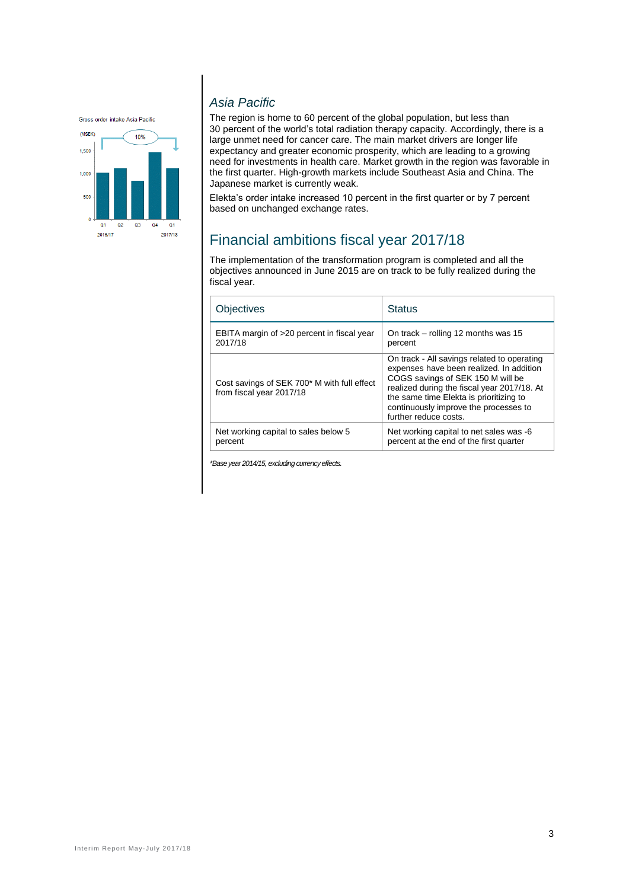### *Asia Pacific*

The region is home to 60 percent of the global population, but less than 30 percent of the world's total radiation therapy capacity. Accordingly, there is a large unmet need for cancer care. The main market drivers are longer life expectancy and greater economic prosperity, which are leading to a growing need for investments in health care. Market growth in the region was favorable in the first quarter. High-growth markets include Southeast Asia and China. The Japanese market is currently weak.

Elekta's order intake increased 10 percent in the first quarter or by 7 percent based on unchanged exchange rates.

## Financial ambitions fiscal year 2017/18

The implementation of the transformation program is completed and all the objectives announced in June 2015 are on track to be fully realized during the fiscal year.

| Objectives | Status |
|---|---|
| EBITA margin of >20 percent in fiscal year 2017/18 | On track – rolling 12 months was 15 percent |
| Cost savings of SEK 700* M with full effect from fiscal year 2017/18 | On track - All savings related to operating expenses have been realized. In addition COGS savings of SEK 150 M will be realized during the fiscal year 2017/18. At the same time Elekta is prioritizing to continuously improve the processes to further reduce costs. |
| Net working capital to sales below 5 percent | Net working capital to net sales was -6 percent at the end of the first quarter |

*\*Base year 2014/15, excluding currency effects.*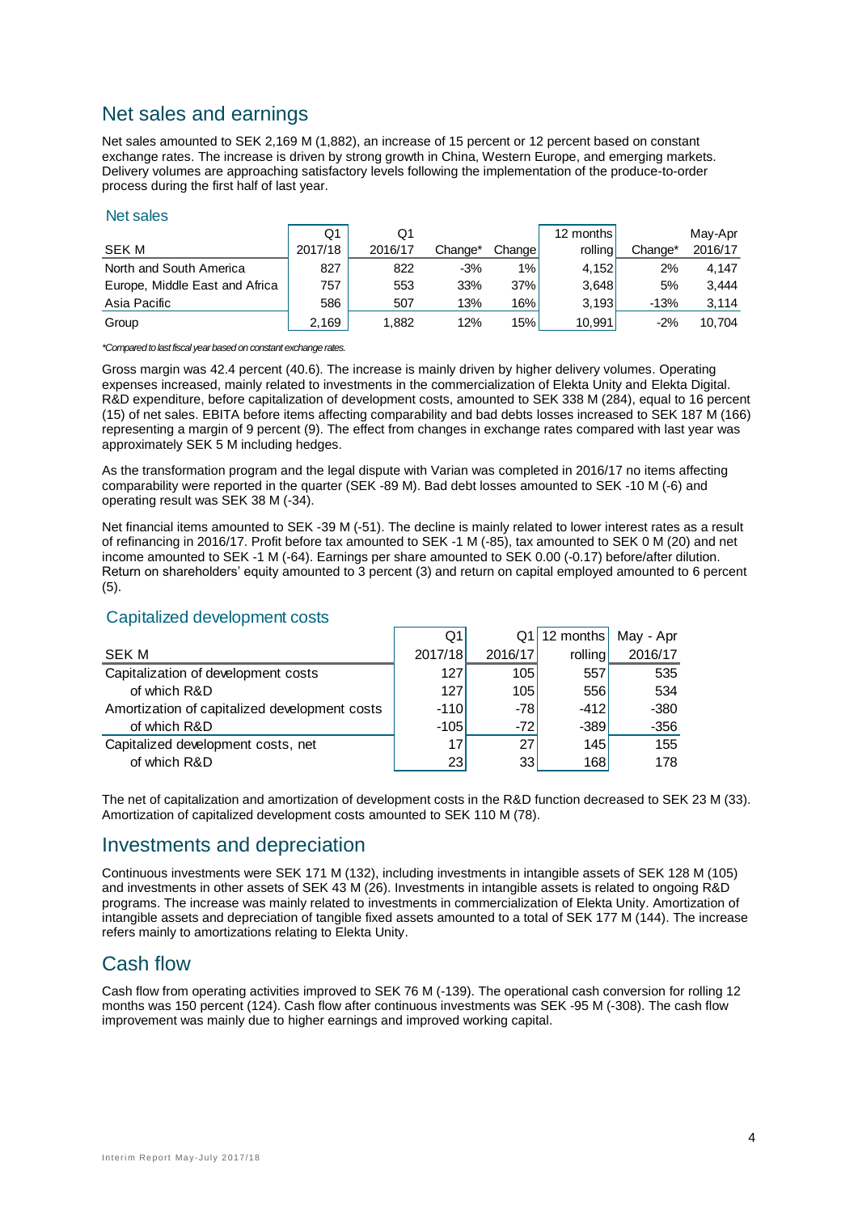## Net sales and earnings

Net sales amounted to SEK 2,169 M (1,882), an increase of 15 percent or 12 percent based on constant exchange rates. The increase is driven by strong growth in China, Western Europe, and emerging markets. Delivery volumes are approaching satisfactory levels following the implementation of the produce-to-order process during the first half of last year.

### Net sales

| SEK M | Q1 2017/18 | Q1 2016/17 | Change* | Change | 12 months rolling | Change* | May-Apr 2016/17 |
|---|---|---|---|---|---|---|---|
| North and South America | 827 | 822 | -3% | 1% | 4,152 | 2% | 4,147 |
| Europe, Middle East and Africa | 757 | 553 | 33% | 37% | 3,648 | 5% | 3,444 |
| Asia Pacific | 586 | 507 | 13% | 16% | 3,193 | -13% | 3,114 |
| Group | 2,169 | 1,882 | 12% | 15% | 10,991 | -2% | 10,704 |

*\*Compared to last fiscal year based on constant exchange rates.*

Gross margin was 42.4 percent (40.6). The increase is mainly driven by higher delivery volumes. Operating expenses increased, mainly related to investments in the commercialization of Elekta Unity and Elekta Digital. R&D expenditure, before capitalization of development costs, amounted to SEK 338 M (284), equal to 16 percent (15) of net sales. EBITA before items affecting comparability and bad debts losses increased to SEK 187 M (166) representing a margin of 9 percent (9). The effect from changes in exchange rates compared with last year was approximately SEK 5 M including hedges.

As the transformation program and the legal dispute with Varian was completed in 2016/17 no items affecting comparability were reported in the quarter (SEK -89 M). Bad debt losses amounted to SEK -10 M (-6) and operating result was SEK 38 M (-34).

Net financial items amounted to SEK -39 M (-51). The decline is mainly related to lower interest rates as a result of refinancing in 2016/17. Profit before tax amounted to SEK -1 M (-85), tax amounted to SEK 0 M (20) and net income amounted to SEK -1 M (-64). Earnings per share amounted to SEK 0.00 (-0.17) before/after dilution. Return on shareholders' equity amounted to 3 percent (3) and return on capital employed amounted to 6 percent (5).

### Capitalized development costs

| SEK M | Q1 2017/18 | Q1 2016/17 | 12 months rolling | May - Apr 2016/17 |
|---|---|---|---|---|
| Capitalization of development costs | 127 | 105 | 557 | 535 |
| of which R&D | 127 | 105 | 556 | 534 |
| Amortization of capitalized development costs | -110 | -78 | -412 | -380 |
| of which R&D | -105 | -72 | -389 | -356 |
| Capitalized development costs, net | 17 | 27 | 145 | 155 |
| of which R&D | 23 | 33 | 168 | 178 |

The net of capitalization and amortization of development costs in the R&D function decreased to SEK 23 M (33). Amortization of capitalized development costs amounted to SEK 110 M (78).

## Investments and depreciation

Continuous investments were SEK 171 M (132), including investments in intangible assets of SEK 128 M (105) and investments in other assets of SEK 43 M (26). Investments in intangible assets is related to ongoing R&D programs. The increase was mainly related to investments in commercialization of Elekta Unity. Amortization of intangible assets and depreciation of tangible fixed assets amounted to a total of SEK 177 M (144). The increase refers mainly to amortizations relating to Elekta Unity.

## Cash flow

Cash flow from operating activities improved to SEK 76 M (-139). The operational cash conversion for rolling 12 months was 150 percent (124). Cash flow after continuous investments was SEK -95 M (-308). The cash flow improvement was mainly due to higher earnings and improved working capital.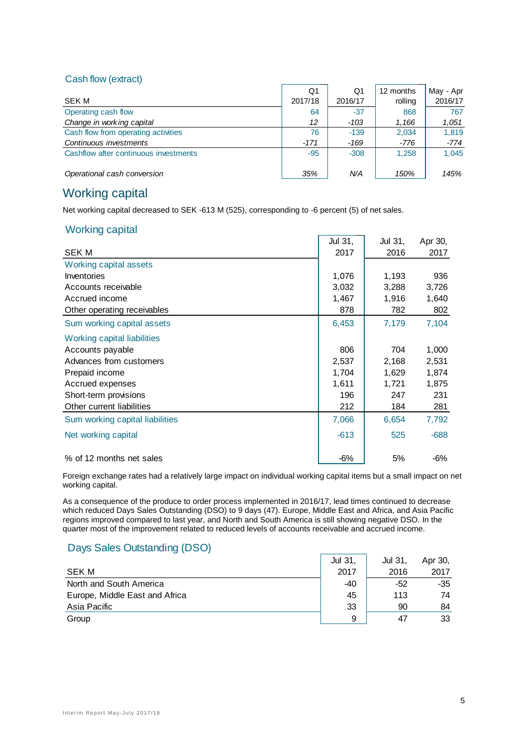### Cash flow (extract)

| SEK M | Q1 2017/18 | Q1 2016/17 | 12 months rolling | May - Apr 2016/17 |
|---|---|---|---|---|
| Operating cash flow | 64 | -37 | 868 | 767 |
| *Change in working capital* | *12* | *-103* | *1,166* | *1,051* |
| Cash flow from operating activities | 76 | -139 | 2,034 | 1,819 |
| *Continuous investments* | *-171* | *-169* | *-776* | *-774* |
| Cashflow after continuous investments | -95 | -308 | 1,258 | 1,045 |
| *Operational cash conversion* | *35%* | *N/A* | *150%* | *145%* |

## Working capital

Net working capital decreased to SEK -613 M (525), corresponding to -6 percent (5) of net sales.

### Working capital

| SEK M | Jul 31, 2017 | Jul 31, 2016 | Apr 30, 2017 |
|---|---|---|---|
| Working capital assets | | | |
| Inventories | 1,076 | 1,193 | 936 |
| Accounts receivable | 3,032 | 3,288 | 3,726 |
| Accrued income | 1,467 | 1,916 | 1,640 |
| Other operating receivables | 878 | 782 | 802 |
| Sum working capital assets | 6,453 | 7,179 | 7,104 |
| Working capital liabilities | | | |
| Accounts payable | 806 | 704 | 1,000 |
| Advances from customers | 2,537 | 2,168 | 2,531 |
| Prepaid income | 1,704 | 1,629 | 1,874 |
| Accrued expenses | 1,611 | 1,721 | 1,875 |
| Short-term provisions | 196 | 247 | 231 |
| Other current liabilities | 212 | 184 | 281 |
| Sum working capital liabilities | 7,066 | 6,654 | 7,792 |
| Net working capital | -613 | 525 | -688 |
| % of 12 months net sales | -6% | 5% | -6% |

Foreign exchange rates had a relatively large impact on individual working capital items but a small impact on net working capital.

As a consequence of the produce to order process implemented in 2016/17, lead times continued to decrease which reduced Days Sales Outstanding (DSO) to 9 days (47). Europe, Middle East and Africa, and Asia Pacific regions improved compared to last year, and North and South America is still showing negative DSO. In the quarter most of the improvement related to reduced levels of accounts receivable and accrued income.

### Days Sales Outstanding (DSO)

| SEK M | Jul 31, 2017 | Jul 31, 2016 | Apr 30, 2017 |
|---|---|---|---|
| North and South America | -40 | -52 | -35 |
| Europe, Middle East and Africa | 45 | 113 | 74 |
| Asia Pacific | 33 | 90 | 84 |
| Group | 9 | 47 | 33 |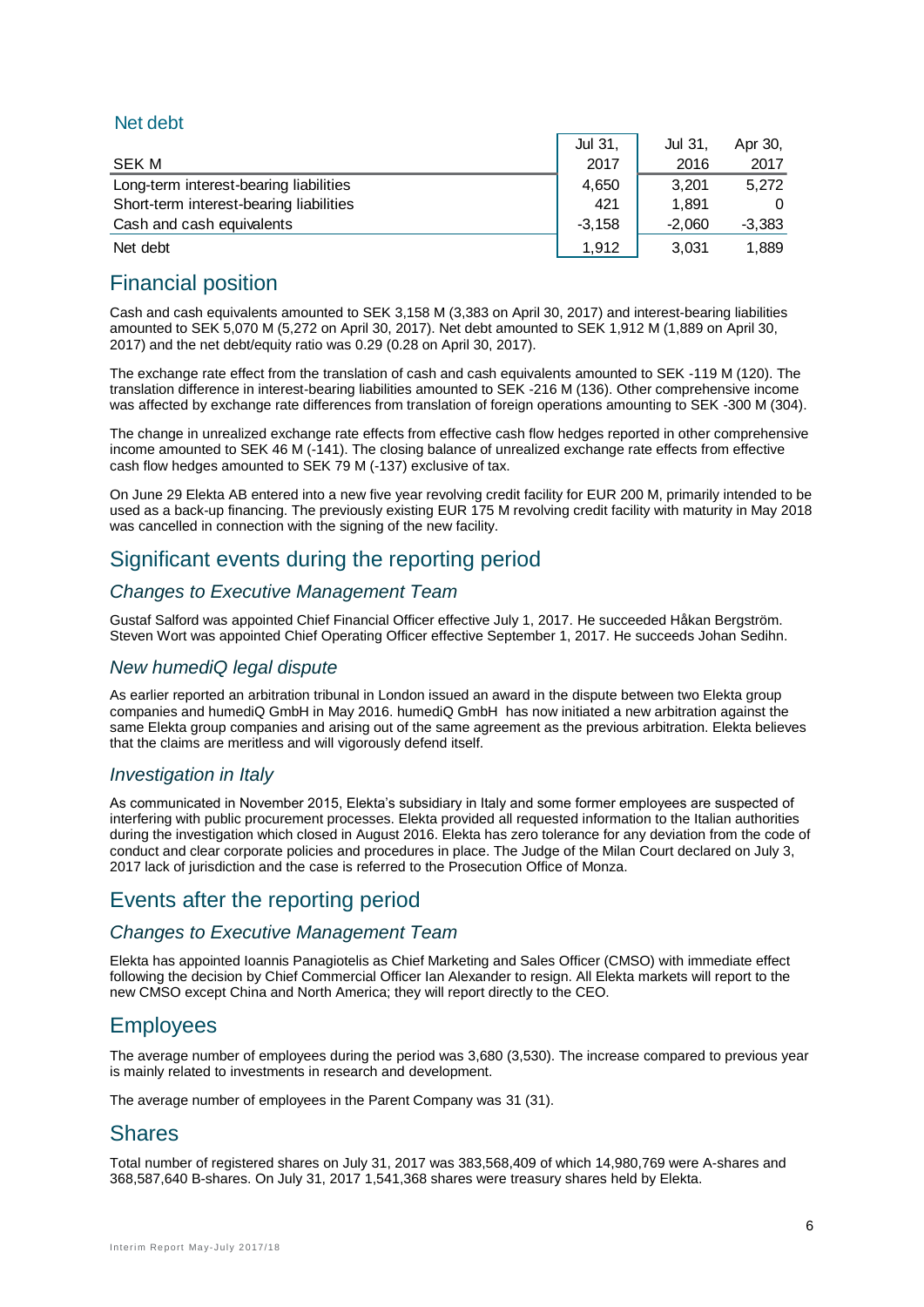## Net debt

| SEK M | Jul 31, 2017 | Jul 31, 2016 | Apr 30, 2017 |
|---|---|---|---|
| Long-term interest-bearing liabilities | 4,650 | 3,201 | 5,272 |
| Short-term interest-bearing liabilities | 421 | 1,891 | 0 |
| Cash and cash equivalents | -3,158 | -2,060 | -3,383 |
| Net debt | 1,912 | 3,031 | 1,889 |

## Financial position

Cash and cash equivalents amounted to SEK 3,158 M (3,383 on April 30, 2017) and interest-bearing liabilities amounted to SEK 5,070 M (5,272 on April 30, 2017). Net debt amounted to SEK 1,912 M (1,889 on April 30, 2017) and the net debt/equity ratio was 0.29 (0.28 on April 30, 2017).

The exchange rate effect from the translation of cash and cash equivalents amounted to SEK -119 M (120). The translation difference in interest-bearing liabilities amounted to SEK -216 M (136). Other comprehensive income was affected by exchange rate differences from translation of foreign operations amounting to SEK -300 M (304).

The change in unrealized exchange rate effects from effective cash flow hedges reported in other comprehensive income amounted to SEK 46 M (-141). The closing balance of unrealized exchange rate effects from effective cash flow hedges amounted to SEK 79 M (-137) exclusive of tax.

On June 29 Elekta AB entered into a new five year revolving credit facility for EUR 200 M, primarily intended to be used as a back-up financing. The previously existing EUR 175 M revolving credit facility with maturity in May 2018 was cancelled in connection with the signing of the new facility.

## Significant events during the reporting period

### *Changes to Executive Management Team*

Gustaf Salford was appointed Chief Financial Officer effective July 1, 2017. He succeeded Håkan Bergström. Steven Wort was appointed Chief Operating Officer effective September 1, 2017. He succeeds Johan Sedihn.

### *New humediQ legal dispute*

As earlier reported an arbitration tribunal in London issued an award in the dispute between two Elekta group companies and humediQ GmbH in May 2016. humediQ GmbH has now initiated a new arbitration against the same Elekta group companies and arising out of the same agreement as the previous arbitration. Elekta believes that the claims are meritless and will vigorously defend itself.

### *Investigation in Italy*

As communicated in November 2015, Elekta's subsidiary in Italy and some former employees are suspected of interfering with public procurement processes. Elekta provided all requested information to the Italian authorities during the investigation which closed in August 2016. Elekta has zero tolerance for any deviation from the code of conduct and clear corporate policies and procedures in place. The Judge of the Milan Court declared on July 3, 2017 lack of jurisdiction and the case is referred to the Prosecution Office of Monza.

## Events after the reporting period

### *Changes to Executive Management Team*

Elekta has appointed Ioannis Panagiotelis as Chief Marketing and Sales Officer (CMSO) with immediate effect following the decision by Chief Commercial Officer Ian Alexander to resign. All Elekta markets will report to the new CMSO except China and North America; they will report directly to the CEO.

## Employees

The average number of employees during the period was 3,680 (3,530). The increase compared to previous year is mainly related to investments in research and development.

The average number of employees in the Parent Company was 31 (31).

## Shares

Total number of registered shares on July 31, 2017 was 383,568,409 of which 14,980,769 were A-shares and 368,587,640 B-shares. On July 31, 2017 1,541,368 shares were treasury shares held by Elekta.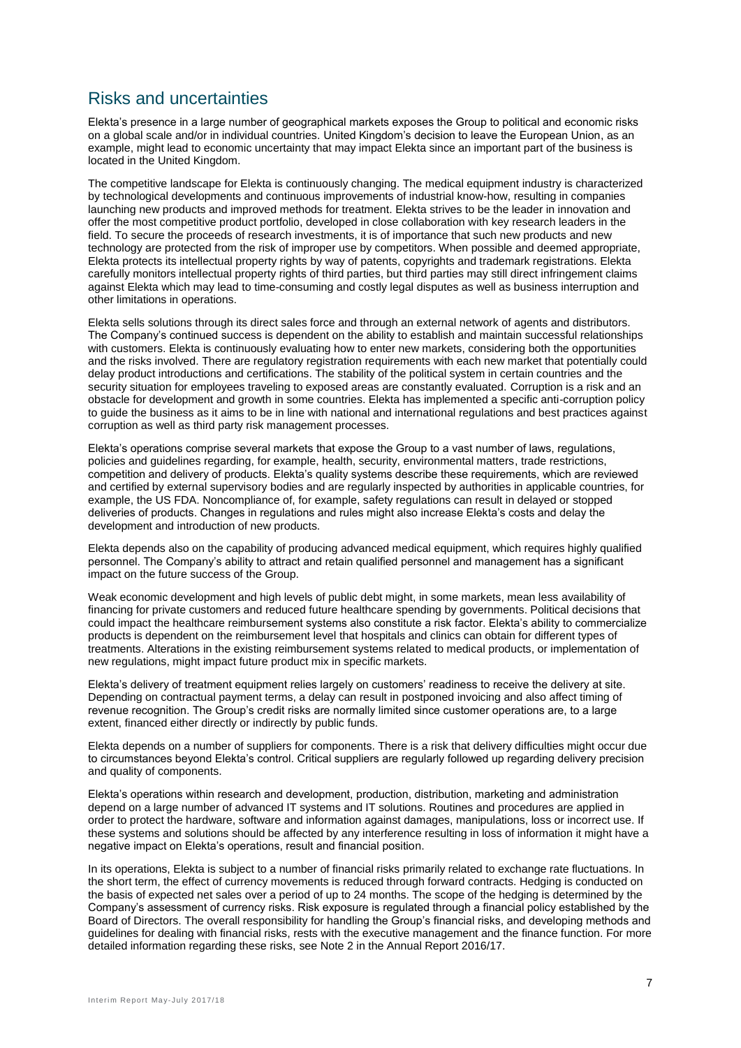## Risks and uncertainties

Elekta's presence in a large number of geographical markets exposes the Group to political and economic risks on a global scale and/or in individual countries. United Kingdom's decision to leave the European Union, as an example, might lead to economic uncertainty that may impact Elekta since an important part of the business is located in the United Kingdom.

The competitive landscape for Elekta is continuously changing. The medical equipment industry is characterized by technological developments and continuous improvements of industrial know-how, resulting in companies launching new products and improved methods for treatment. Elekta strives to be the leader in innovation and offer the most competitive product portfolio, developed in close collaboration with key research leaders in the field. To secure the proceeds of research investments, it is of importance that such new products and new technology are protected from the risk of improper use by competitors. When possible and deemed appropriate, Elekta protects its intellectual property rights by way of patents, copyrights and trademark registrations. Elekta carefully monitors intellectual property rights of third parties, but third parties may still direct infringement claims against Elekta which may lead to time-consuming and costly legal disputes as well as business interruption and other limitations in operations.

Elekta sells solutions through its direct sales force and through an external network of agents and distributors. The Company's continued success is dependent on the ability to establish and maintain successful relationships with customers. Elekta is continuously evaluating how to enter new markets, considering both the opportunities and the risks involved. There are regulatory registration requirements with each new market that potentially could delay product introductions and certifications. The stability of the political system in certain countries and the security situation for employees traveling to exposed areas are constantly evaluated. Corruption is a risk and an obstacle for development and growth in some countries. Elekta has implemented a specific anti-corruption policy to guide the business as it aims to be in line with national and international regulations and best practices against corruption as well as third party risk management processes.

Elekta's operations comprise several markets that expose the Group to a vast number of laws, regulations, policies and guidelines regarding, for example, health, security, environmental matters, trade restrictions, competition and delivery of products. Elekta's quality systems describe these requirements, which are reviewed and certified by external supervisory bodies and are regularly inspected by authorities in applicable countries, for example, the US FDA. Noncompliance of, for example, safety regulations can result in delayed or stopped deliveries of products. Changes in regulations and rules might also increase Elekta's costs and delay the development and introduction of new products.

Elekta depends also on the capability of producing advanced medical equipment, which requires highly qualified personnel. The Company's ability to attract and retain qualified personnel and management has a significant impact on the future success of the Group.

Weak economic development and high levels of public debt might, in some markets, mean less availability of financing for private customers and reduced future healthcare spending by governments. Political decisions that could impact the healthcare reimbursement systems also constitute a risk factor. Elekta's ability to commercialize products is dependent on the reimbursement level that hospitals and clinics can obtain for different types of treatments. Alterations in the existing reimbursement systems related to medical products, or implementation of new regulations, might impact future product mix in specific markets.

Elekta's delivery of treatment equipment relies largely on customers' readiness to receive the delivery at site. Depending on contractual payment terms, a delay can result in postponed invoicing and also affect timing of revenue recognition. The Group's credit risks are normally limited since customer operations are, to a large extent, financed either directly or indirectly by public funds.

Elekta depends on a number of suppliers for components. There is a risk that delivery difficulties might occur due to circumstances beyond Elekta's control. Critical suppliers are regularly followed up regarding delivery precision and quality of components.

Elekta's operations within research and development, production, distribution, marketing and administration depend on a large number of advanced IT systems and IT solutions. Routines and procedures are applied in order to protect the hardware, software and information against damages, manipulations, loss or incorrect use. If these systems and solutions should be affected by any interference resulting in loss of information it might have a negative impact on Elekta's operations, result and financial position.

In its operations, Elekta is subject to a number of financial risks primarily related to exchange rate fluctuations. In the short term, the effect of currency movements is reduced through forward contracts. Hedging is conducted on the basis of expected net sales over a period of up to 24 months. The scope of the hedging is determined by the Company's assessment of currency risks. Risk exposure is regulated through a financial policy established by the Board of Directors. The overall responsibility for handling the Group's financial risks, and developing methods and guidelines for dealing with financial risks, rests with the executive management and the finance function. For more detailed information regarding these risks, see Note 2 in the Annual Report 2016/17.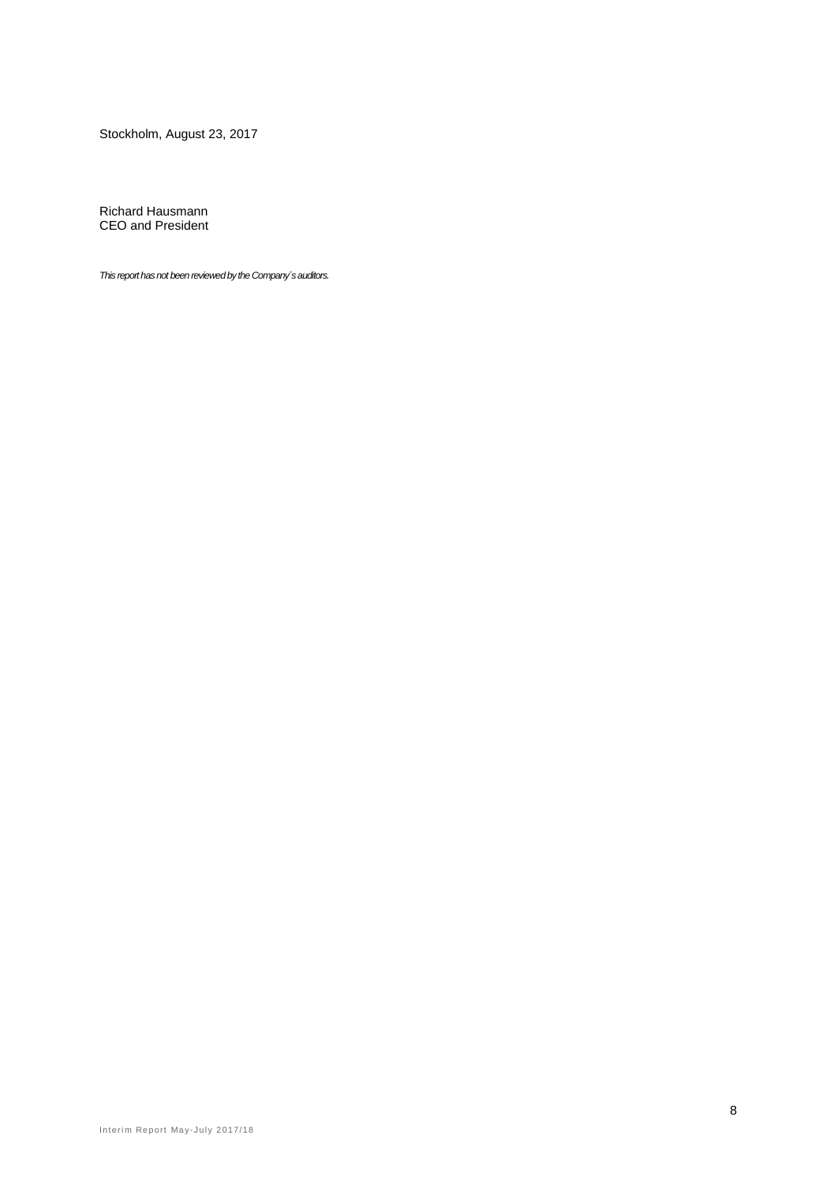Stockholm, August 23, 2017

Richard Hausmann  
CEO and President

*This report has not been reviewed by the Company´s auditors.*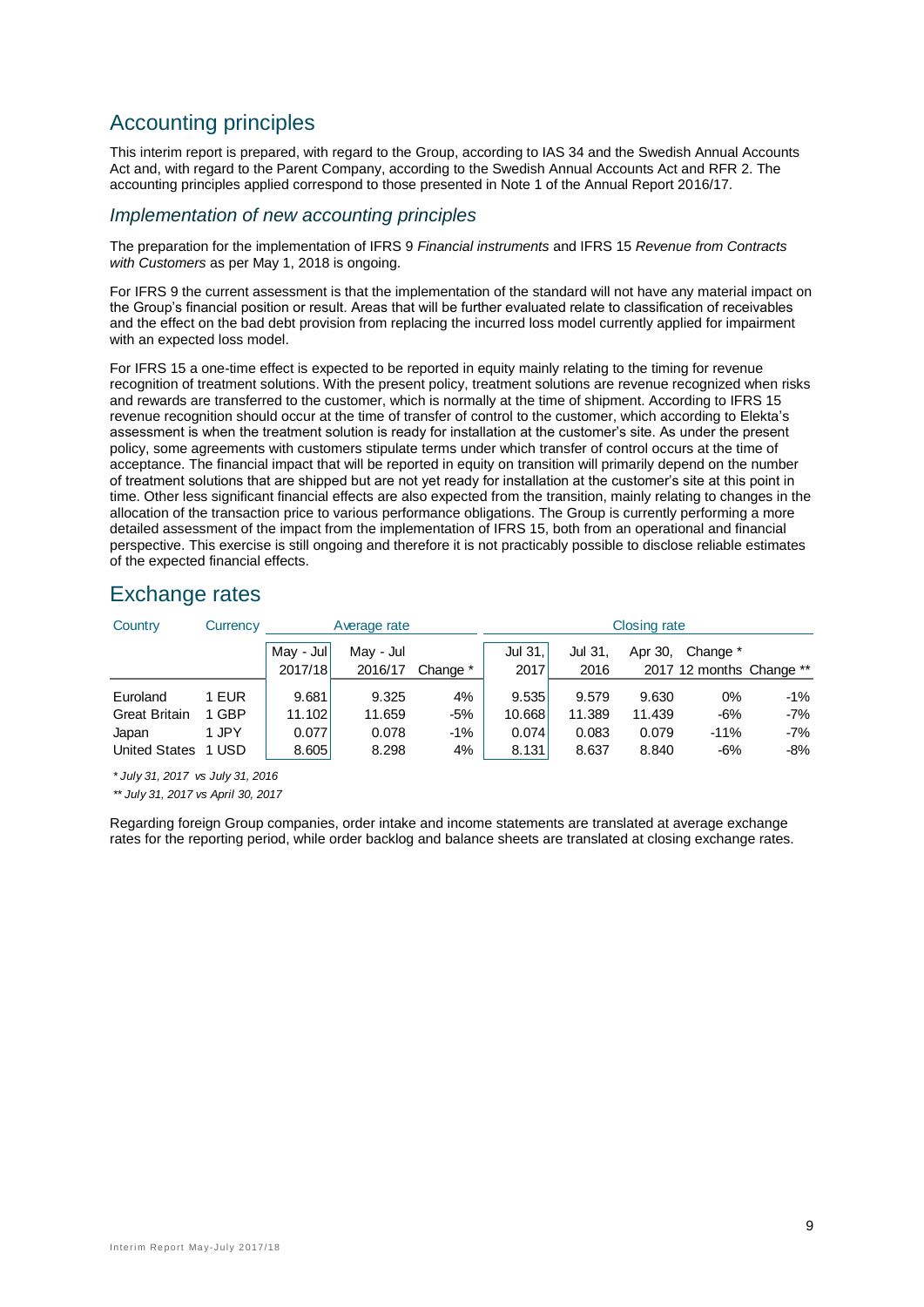# Accounting principles

This interim report is prepared, with regard to the Group, according to IAS 34 and the Swedish Annual Accounts Act and, with regard to the Parent Company, according to the Swedish Annual Accounts Act and RFR 2. The accounting principles applied correspond to those presented in Note 1 of the Annual Report 2016/17.

## *Implementation of new accounting principles*

The preparation for the implementation of IFRS 9 *Financial instruments* and IFRS 15 *Revenue from Contracts with Customers* as per May 1, 2018 is ongoing.

For IFRS 9 the current assessment is that the implementation of the standard will not have any material impact on the Group's financial position or result. Areas that will be further evaluated relate to classification of receivables and the effect on the bad debt provision from replacing the incurred loss model currently applied for impairment with an expected loss model.

For IFRS 15 a one-time effect is expected to be reported in equity mainly relating to the timing for revenue recognition of treatment solutions. With the present policy, treatment solutions are revenue recognized when risks and rewards are transferred to the customer, which is normally at the time of shipment. According to IFRS 15 revenue recognition should occur at the time of transfer of control to the customer, which according to Elekta's assessment is when the treatment solution is ready for installation at the customer's site. As under the present policy, some agreements with customers stipulate terms under which transfer of control occurs at the time of acceptance. The financial impact that will be reported in equity on transition will primarily depend on the number of treatment solutions that are shipped but are not yet ready for installation at the customer's site at this point in time. Other less significant financial effects are also expected from the transition, mainly relating to changes in the allocation of the transaction price to various performance obligations. The Group is currently performing a more detailed assessment of the impact from the implementation of IFRS 15, both from an operational and financial perspective. This exercise is still ongoing and therefore it is not practicably possible to disclose reliable estimates of the expected financial effects.

# Exchange rates

| Country | Currency | Average rate | | | Closing rate | | | | |
|---|---|---|---|---|---|---|---|---|---|
| | | May - Jul 2017/18 | May - Jul 2016/17 | Change * | Jul 31, 2017 | Jul 31, 2016 | Apr 30, 2017 | Change * 12 months | Change ** |
| Euroland | 1 EUR | 9.681 | 9.325 | 4% | 9.535 | 9.579 | 9.630 | 0% | -1% |
| Great Britain | 1 GBP | 11.102 | 11.659 | -5% | 10.668 | 11.389 | 11.439 | -6% | -7% |
| Japan | 1 JPY | 0.077 | 0.078 | -1% | 0.074 | 0.083 | 0.079 | -11% | -7% |
| United States | 1 USD | 8.605 | 8.298 | 4% | 8.131 | 8.637 | 8.840 | -6% | -8% |

*\* July 31, 2017 vs July 31, 2016*

*\*\* July 31, 2017 vs April 30, 2017*

Regarding foreign Group companies, order intake and income statements are translated at average exchange rates for the reporting period, while order backlog and balance sheets are translated at closing exchange rates.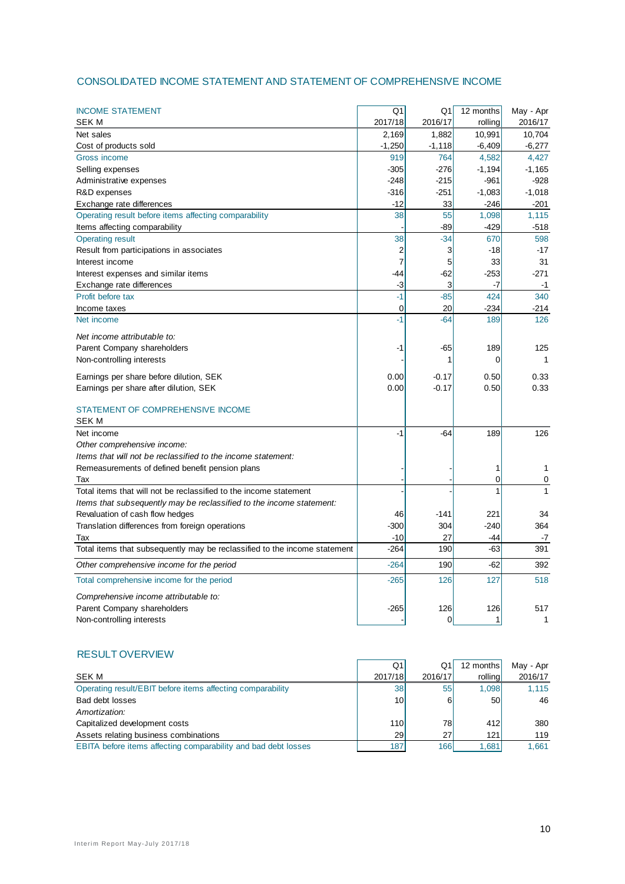## CONSOLIDATED INCOME STATEMENT AND STATEMENT OF COMPREHENSIVE INCOME

| INCOME STATEMENT<br>SEK M | Q1<br>2017/18 | Q1<br>2016/17 | 12 months<br>rolling | May - Apr<br>2016/17 |
|---|---|---|---|---|
| Net sales | 2,169 | 1,882 | 10,991 | 10,704 |
| Cost of products sold | -1,250 | -1,118 | -6,409 | -6,277 |
| Gross income | 919 | 764 | 4,582 | 4,427 |
| Selling expenses | -305 | -276 | -1,194 | -1,165 |
| Administrative expenses | -248 | -215 | -961 | -928 |
| R&D expenses | -316 | -251 | -1,083 | -1,018 |
| Exchange rate differences | -12 | 33 | -246 | -201 |
| Operating result before items affecting comparability | 38 | 55 | 1,098 | 1,115 |
| Items affecting comparability | - | -89 | -429 | -518 |
| Operating result | 38 | -34 | 670 | 598 |
| Result from participations in associates | 2 | 3 | -18 | -17 |
| Interest income | 7 | 5 | 33 | 31 |
| Interest expenses and similar items | -44 | -62 | -253 | -271 |
| Exchange rate differences | -3 | 3 | -7 | -1 |
| Profit before tax | -1 | -85 | 424 | 340 |
| Income taxes | 0 | 20 | -234 | -214 |
| Net income | -1 | -64 | 189 | 126 |
| *Net income attributable to:* | | | | |
| Parent Company shareholders | -1 | -65 | 189 | 125 |
| Non-controlling interests | - | 1 | 0 | 1 |
| Earnings per share before dilution, SEK | 0.00 | -0.17 | 0.50 | 0.33 |
| Earnings per share after dilution, SEK | 0.00 | -0.17 | 0.50 | 0.33 |
| **STATEMENT OF COMPREHENSIVE INCOME**<br>SEK M | | | | |
| Net income | -1 | -64 | 189 | 126 |
| *Other comprehensive income:* | | | | |
| *Items that will not be reclassified to the income statement:* | | | | |
| Remeasurements of defined benefit pension plans | - | - | 1 | 1 |
| Tax | - | - | 0 | 0 |
| Total items that will not be reclassified to the income statement | - | - | 1 | 1 |
| *Items that subsequently may be reclassified to the income statement:* | | | | |
| Revaluation of cash flow hedges | 46 | -141 | 221 | 34 |
| Translation differences from foreign operations | -300 | 304 | -240 | 364 |
| Tax | -10 | 27 | -44 | -7 |
| Total items that subsequently may be reclassified to the income statement | -264 | 190 | -63 | 391 |
| *Other comprehensive income for the period* | -264 | 190 | -62 | 392 |
| Total comprehensive income for the period | -265 | 126 | 127 | 518 |
| *Comprehensive income attributable to:* | | | | |
| Parent Company shareholders | -265 | 126 | 126 | 517 |
| Non-controlling interests | - | 0 | 1 | 1 |

## RESULT OVERVIEW

| SEK M | Q1<br>2017/18 | Q1<br>2016/17 | 12 months<br>rolling | May - Apr<br>2016/17 |
|---|---|---|---|---|
| Operating result/EBIT before items affecting comparability | 38 | 55 | 1,098 | 1,115 |
| Bad debt losses | 10 | 6 | 50 | 46 |
| *Amortization:* | | | | |
| Capitalized development costs | 110 | 78 | 412 | 380 |
| Assets relating business combinations | 29 | 27 | 121 | 119 |
| EBITA before items affecting comparability and bad debt losses | 187 | 166 | 1,681 | 1,661 |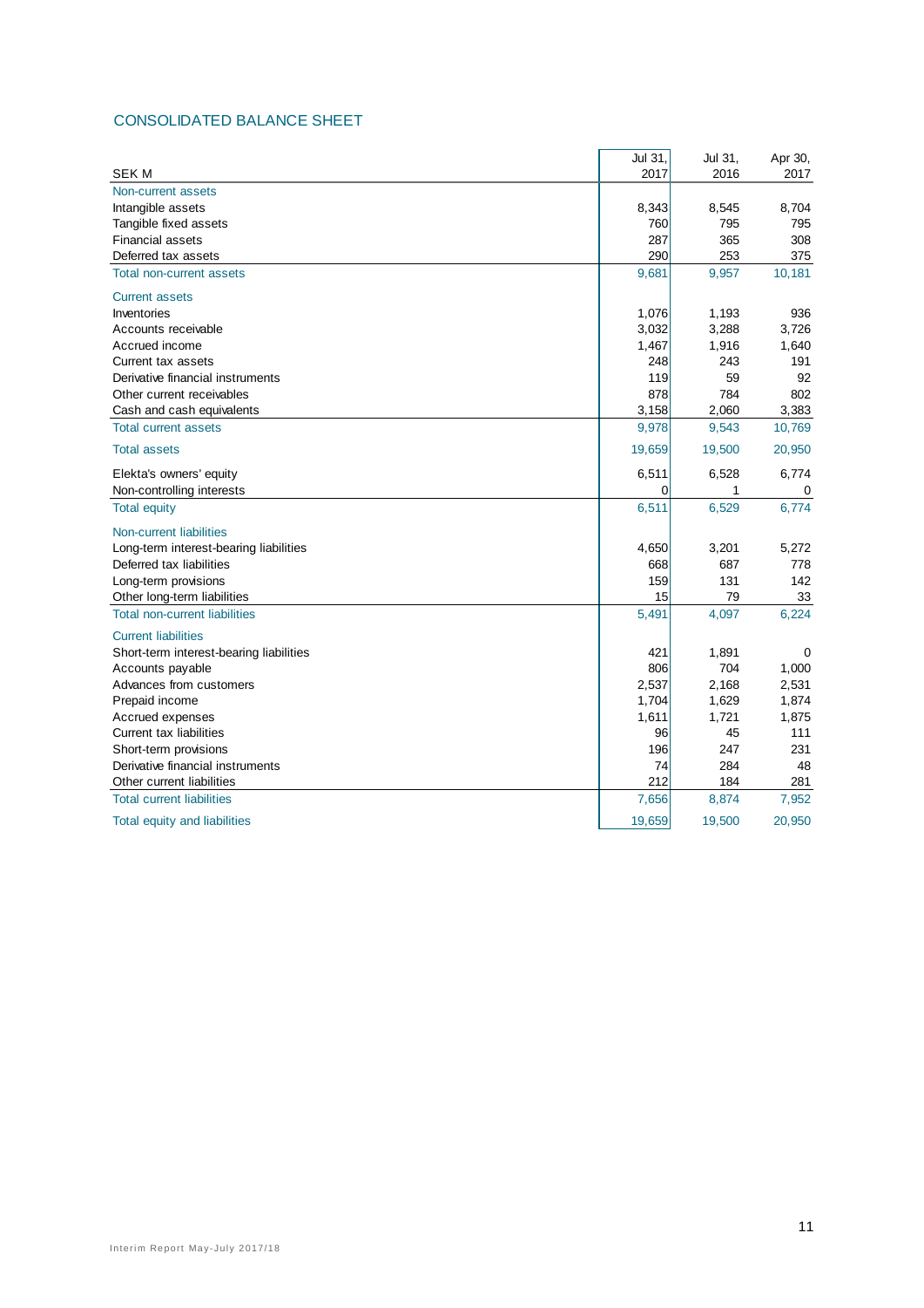## CONSOLIDATED BALANCE SHEET

| SEK M | Jul 31, 2017 | Jul 31, 2016 | Apr 30, 2017 |
|---|---|---|---|
| **Non-current assets** | | | |
| Intangible assets | 8,343 | 8,545 | 8,704 |
| Tangible fixed assets | 760 | 795 | 795 |
| Financial assets | 287 | 365 | 308 |
| Deferred tax assets | 290 | 253 | 375 |
| **Total non-current assets** | 9,681 | 9,957 | 10,181 |
| **Current assets** | | | |
| Inventories | 1,076 | 1,193 | 936 |
| Accounts receivable | 3,032 | 3,288 | 3,726 |
| Accrued income | 1,467 | 1,916 | 1,640 |
| Current tax assets | 248 | 243 | 191 |
| Derivative financial instruments | 119 | 59 | 92 |
| Other current receivables | 878 | 784 | 802 |
| Cash and cash equivalents | 3,158 | 2,060 | 3,383 |
| **Total current assets** | 9,978 | 9,543 | 10,769 |
| **Total assets** | 19,659 | 19,500 | 20,950 |
| Elekta's owners' equity | 6,511 | 6,528 | 6,774 |
| Non-controlling interests | 0 | 1 | 0 |
| **Total equity** | 6,511 | 6,529 | 6,774 |
| **Non-current liabilities** | | | |
| Long-term interest-bearing liabilities | 4,650 | 3,201 | 5,272 |
| Deferred tax liabilities | 668 | 687 | 778 |
| Long-term provisions | 159 | 131 | 142 |
| Other long-term liabilities | 15 | 79 | 33 |
| **Total non-current liabilities** | 5,491 | 4,097 | 6,224 |
| **Current liabilities** | | | |
| Short-term interest-bearing liabilities | 421 | 1,891 | 0 |
| Accounts payable | 806 | 704 | 1,000 |
| Advances from customers | 2,537 | 2,168 | 2,531 |
| Prepaid income | 1,704 | 1,629 | 1,874 |
| Accrued expenses | 1,611 | 1,721 | 1,875 |
| Current tax liabilities | 96 | 45 | 111 |
| Short-term provisions | 196 | 247 | 231 |
| Derivative financial instruments | 74 | 284 | 48 |
| Other current liabilities | 212 | 184 | 281 |
| **Total current liabilities** | 7,656 | 8,874 | 7,952 |
| **Total equity and liabilities** | 19,659 | 19,500 | 20,950 |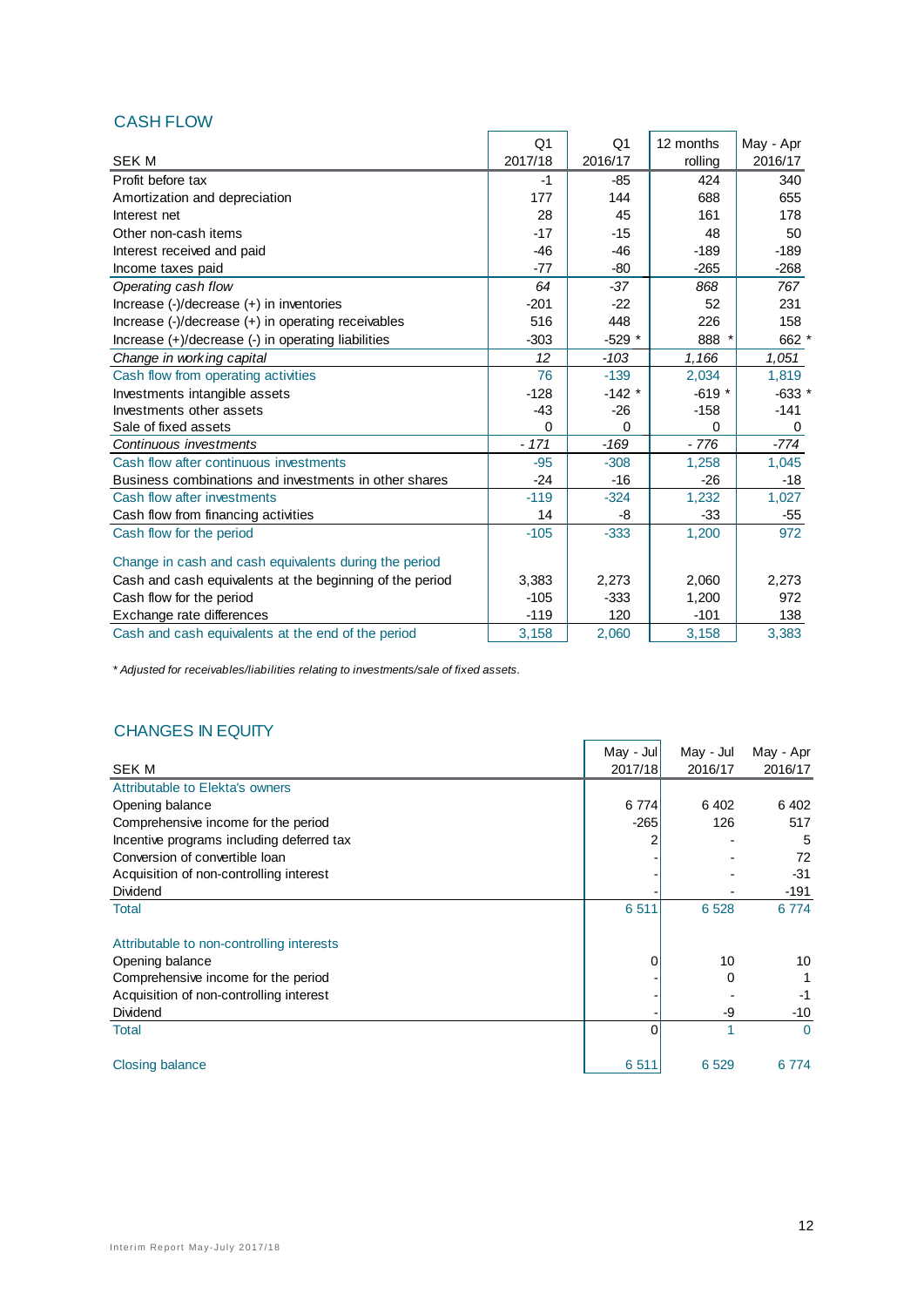## CASH FLOW

| SEK M | Q1 2017/18 | Q1 2016/17 | 12 months rolling | May - Apr 2016/17 |
|---|---|---|---|---|
| Profit before tax | -1 | -85 | 424 | 340 |
| Amortization and depreciation | 177 | 144 | 688 | 655 |
| Interest net | 28 | 45 | 161 | 178 |
| Other non-cash items | -17 | -15 | 48 | 50 |
| Interest received and paid | -46 | -46 | -189 | -189 |
| Income taxes paid | -77 | -80 | -265 | -268 |
| *Operating cash flow* | *64* | *-37* | *868* | *767* |
| Increase (-)/decrease (+) in inventories | -201 | -22 | 52 | 231 |
| Increase (-)/decrease (+) in operating receivables | 516 | 448 | 226 | 158 |
| Increase (+)/decrease (-) in operating liabilities | -303 | -529 * | 888 * | 662 * |
| *Change in working capital* | *12* | *-103* | *1,166* | *1,051* |
| Cash flow from operating activities | 76 | -139 | 2,034 | 1,819 |
| Investments intangible assets | -128 | -142 * | -619 * | -633 * |
| Investments other assets | -43 | -26 | -158 | -141 |
| Sale of fixed assets | 0 | 0 | 0 | 0 |
| *Continuous investments* | *- 171* | *-169* | *- 776* | *-774* |
| Cash flow after continuous investments | -95 | -308 | 1,258 | 1,045 |
| Business combinations and investments in other shares | -24 | -16 | -26 | -18 |
| Cash flow after investments | -119 | -324 | 1,232 | 1,027 |
| Cash flow from financing activities | 14 | -8 | -33 | -55 |
| Cash flow for the period | -105 | -333 | 1,200 | 972 |
| | | | | |
| Change in cash and cash equivalents during the period | | | | |
| Cash and cash equivalents at the beginning of the period | 3,383 | 2,273 | 2,060 | 2,273 |
| Cash flow for the period | -105 | -333 | 1,200 | 972 |
| Exchange rate differences | -119 | 120 | -101 | 138 |
| Cash and cash equivalents at the end of the period | 3,158 | 2,060 | 3,158 | 3,383 |

*\* Adjusted for receivables/liabilities relating to investments/sale of fixed assets.*

## CHANGES IN EQUITY

| SEK M | May - Jul 2017/18 | May - Jul 2016/17 | May - Apr 2016/17 |
|---|---|---|---|
| Attributable to Elekta's owners | | | |
| Opening balance | 6 774 | 6 402 | 6 402 |
| Comprehensive income for the period | -265 | 126 | 517 |
| Incentive programs including deferred tax | 2 | - | 5 |
| Conversion of convertible loan | - | - | 72 |
| Acquisition of non-controlling interest | - | - | -31 |
| Dividend | - | - | -191 |
| Total | 6 511 | 6 528 | 6 774 |
| | | | |
| Attributable to non-controlling interests | | | |
| Opening balance | 0 | 10 | 10 |
| Comprehensive income for the period | - | 0 | 1 |
| Acquisition of non-controlling interest | - | - | -1 |
| Dividend | - | -9 | -10 |
| Total | 0 | 1 | 0 |
| | | | |
| Closing balance | 6 511 | 6 529 | 6 774 |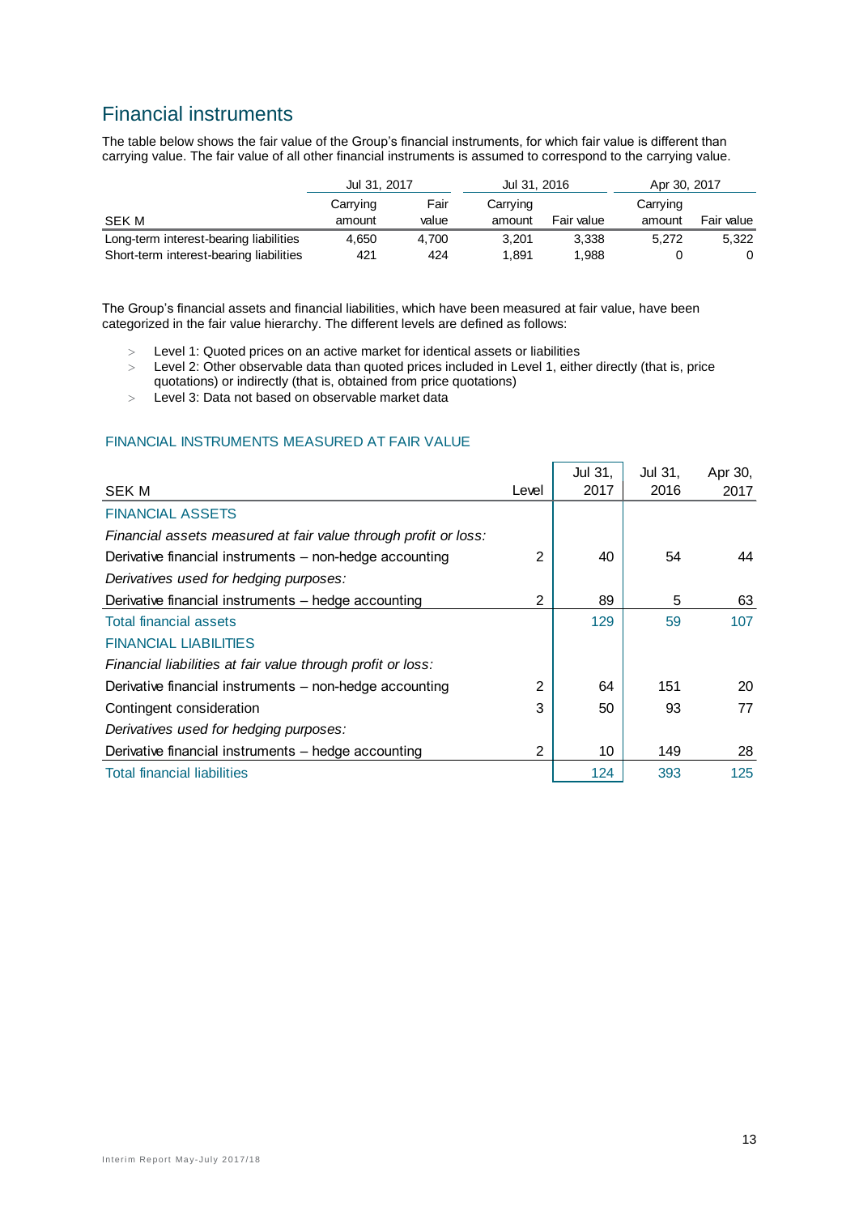## Financial instruments

The table below shows the fair value of the Group's financial instruments, for which fair value is different than carrying value. The fair value of all other financial instruments is assumed to correspond to the carrying value.

| | Jul 31, 2017 | | Jul 31, 2016 | | Apr 30, 2017 | |
|---|---|---|---|---|---|---|
| SEK M | Carrying amount | Fair value | Carrying amount | Fair value | Carrying amount | Fair value |
| Long-term interest-bearing liabilities | 4,650 | 4,700 | 3,201 | 3,338 | 5,272 | 5,322 |
| Short-term interest-bearing liabilities | 421 | 424 | 1,891 | 1,988 | 0 | 0 |

The Group's financial assets and financial liabilities, which have been measured at fair value, have been categorized in the fair value hierarchy. The different levels are defined as follows:

- Level 1: Quoted prices on an active market for identical assets or liabilities
- Level 2: Other observable data than quoted prices included in Level 1, either directly (that is, price quotations) or indirectly (that is, obtained from price quotations)
- Level 3: Data not based on observable market data

### FINANCIAL INSTRUMENTS MEASURED AT FAIR VALUE

| SEK M | Level | Jul 31, 2017 | Jul 31, 2016 | Apr 30, 2017 |
|---|---|---|---|---|
| FINANCIAL ASSETS | | | | |
| *Financial assets measured at fair value through profit or loss:* | | | | |
| Derivative financial instruments – non-hedge accounting | 2 | 40 | 54 | 44 |
| *Derivatives used for hedging purposes:* | | | | |
| Derivative financial instruments – hedge accounting | 2 | 89 | 5 | 63 |
| Total financial assets | | 129 | 59 | 107 |
| FINANCIAL LIABILITIES | | | | |
| *Financial liabilities at fair value through profit or loss:* | | | | |
| Derivative financial instruments – non-hedge accounting | 2 | 64 | 151 | 20 |
| Contingent consideration | 3 | 50 | 93 | 77 |
| *Derivatives used for hedging purposes:* | | | | |
| Derivative financial instruments – hedge accounting | 2 | 10 | 149 | 28 |
| Total financial liabilities | | 124 | 393 | 125 |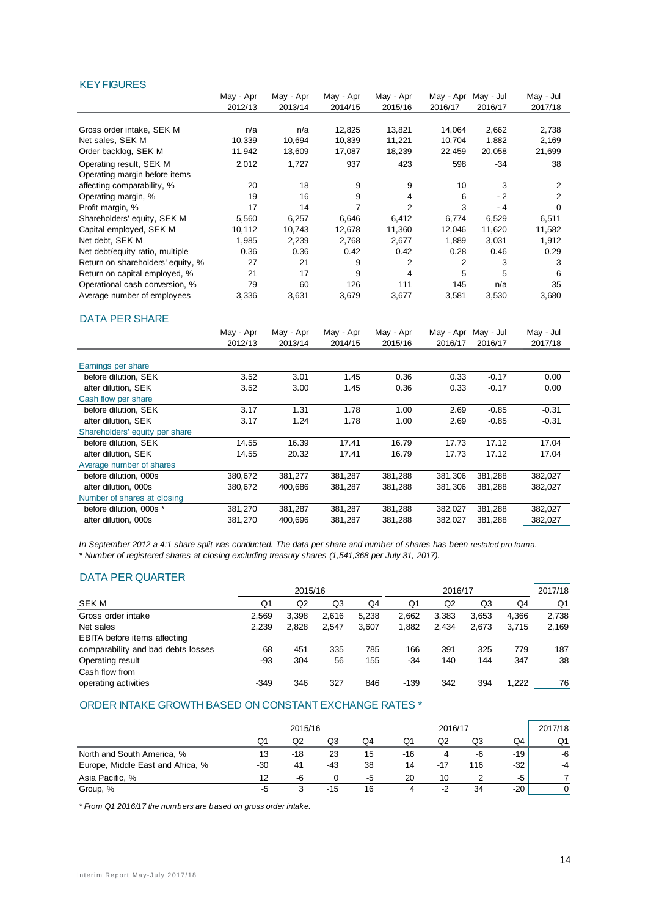## KEY FIGURES

| | May - Apr 2012/13 | May - Apr 2013/14 | May - Apr 2014/15 | May - Apr 2015/16 | May - Apr 2016/17 | May - Jul 2016/17 | May - Jul 2017/18 |
|---|---|---|---|---|---|---|---|
| Gross order intake, SEK M | n/a | n/a | 12,825 | 13,821 | 14,064 | 2,662 | 2,738 |
| Net sales, SEK M | 10,339 | 10,694 | 10,839 | 11,221 | 10,704 | 1,882 | 2,169 |
| Order backlog, SEK M | 11,942 | 13,609 | 17,087 | 18,239 | 22,459 | 20,058 | 21,699 |
| Operating result, SEK M | 2,012 | 1,727 | 937 | 423 | 598 | -34 | 38 |
| Operating margin before items affecting comparability, % | 20 | 18 | 9 | 9 | 10 | 3 | 2 |
| Operating margin, % | 19 | 16 | 9 | 4 | 6 | - 2 | 2 |
| Profit margin, % | 17 | 14 | 7 | 2 | 3 | - 4 | 0 |
| Shareholders' equity, SEK M | 5,560 | 6,257 | 6,646 | 6,412 | 6,774 | 6,529 | 6,511 |
| Capital employed, SEK M | 10,112 | 10,743 | 12,678 | 11,360 | 12,046 | 11,620 | 11,582 |
| Net debt, SEK M | 1,985 | 2,239 | 2,768 | 2,677 | 1,889 | 3,031 | 1,912 |
| Net debt/equity ratio, multiple | 0.36 | 0.36 | 0.42 | 0.42 | 0.28 | 0.46 | 0.29 |
| Return on shareholders' equity, % | 27 | 21 | 9 | 2 | 2 | 3 | 3 |
| Return on capital employed, % | 21 | 17 | 9 | 4 | 5 | 5 | 6 |
| Operational cash conversion, % | 79 | 60 | 126 | 111 | 145 | n/a | 35 |
| Average number of employees | 3,336 | 3,631 | 3,679 | 3,677 | 3,581 | 3,530 | 3,680 |

## DATA PER SHARE

| | May - Apr 2012/13 | May - Apr 2013/14 | May - Apr 2014/15 | May - Apr 2015/16 | May - Apr 2016/17 | May - Jul 2016/17 | May - Jul 2017/18 |
|---|---|---|---|---|---|---|---|
| Earnings per share | | | | | | | |
| before dilution, SEK | 3.52 | 3.01 | 1.45 | 0.36 | 0.33 | -0.17 | 0.00 |
| after dilution, SEK | 3.52 | 3.00 | 1.45 | 0.36 | 0.33 | -0.17 | 0.00 |
| Cash flow per share | | | | | | | |
| before dilution, SEK | 3.17 | 1.31 | 1.78 | 1.00 | 2.69 | -0.85 | -0.31 |
| after dilution, SEK | 3.17 | 1.24 | 1.78 | 1.00 | 2.69 | -0.85 | -0.31 |
| Shareholders' equity per share | | | | | | | |
| before dilution, SEK | 14.55 | 16.39 | 17.41 | 16.79 | 17.73 | 17.12 | 17.04 |
| after dilution, SEK | 14.55 | 20.32 | 17.41 | 16.79 | 17.73 | 17.12 | 17.04 |
| Average number of shares | | | | | | | |
| before dilution, 000s | 380,672 | 381,277 | 381,287 | 381,288 | 381,306 | 381,288 | 382,027 |
| after dilution, 000s | 380,672 | 400,686 | 381,287 | 381,288 | 381,306 | 381,288 | 382,027 |
| Number of shares at closing | | | | | | | |
| before dilution, 000s * | 381,270 | 381,287 | 381,287 | 381,288 | 382,027 | 381,288 | 382,027 |
| after dilution, 000s | 381,270 | 400,696 | 381,287 | 381,288 | 382,027 | 381,288 | 382,027 |

*In September 2012 a 4:1 share split was conducted. The data per share and number of shares has been restated pro forma.*
*\* Number of registered shares at closing excluding treasury shares (1,541,368 per July 31, 2017).*

## DATA PER QUARTER

| SEK M | 2015/16 Q1 | Q2 | Q3 | Q4 | 2016/17 Q1 | Q2 | Q3 | Q4 | 2017/18 Q1 |
|---|---|---|---|---|---|---|---|---|---|
| Gross order intake | 2,569 | 3,398 | 2,616 | 5,238 | 2,662 | 3,383 | 3,653 | 4,366 | 2,738 |
| Net sales | 2,239 | 2,828 | 2,547 | 3,607 | 1,882 | 2,434 | 2,673 | 3,715 | 2,169 |
| EBITA before items affecting comparability and bad debts losses | 68 | 451 | 335 | 785 | 166 | 391 | 325 | 779 | 187 |
| Operating result | -93 | 304 | 56 | 155 | -34 | 140 | 144 | 347 | 38 |
| Cash flow from operating activities | -349 | 346 | 327 | 846 | -139 | 342 | 394 | 1,222 | 76 |

## ORDER INTAKE GROWTH BASED ON CONSTANT EXCHANGE RATES *

| | 2015/16 Q1 | Q2 | Q3 | Q4 | 2016/17 Q1 | Q2 | Q3 | Q4 | 2017/18 Q1 |
|---|---|---|---|---|---|---|---|---|---|
| North and South America, % | 13 | -18 | 23 | 15 | -16 | 4 | -6 | -19 | -6 |
| Europe, Middle East and Africa, % | -30 | 41 | -43 | 38 | 14 | -17 | 116 | -32 | -4 |
| Asia Pacific, % | 12 | -6 | 0 | -5 | 20 | 10 | 2 | -5 | 7 |
| Group, % | -5 | 3 | -15 | 16 | 4 | -2 | 34 | -20 | 0 |

*\* From Q1 2016/17 the numbers are based on gross order intake.*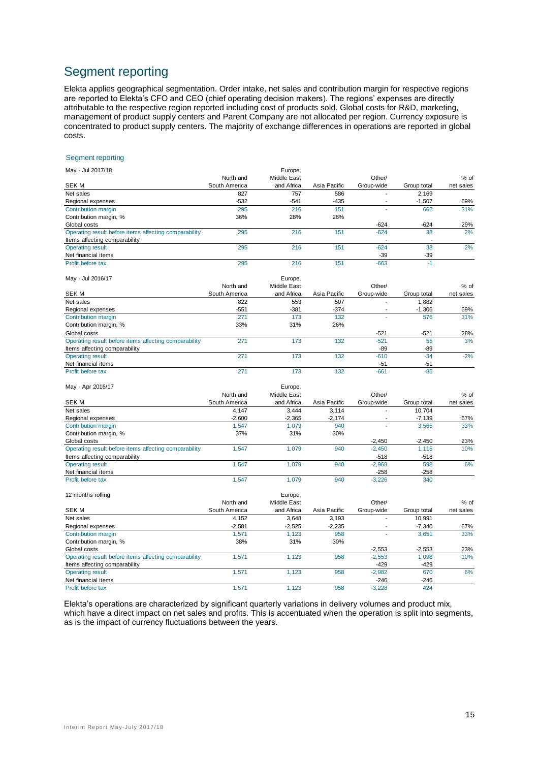# Segment reporting

Elekta applies geographical segmentation. Order intake, net sales and contribution margin for respective regions are reported to Elekta's CFO and CEO (chief operating decision makers). The regions' expenses are directly attributable to the respective region reported including cost of products sold. Global costs for R&D, marketing, management of product supply centers and Parent Company are not allocated per region. Currency exposure is concentrated to product supply centers. The majority of exchange differences in operations are reported in global costs.

## Segment reporting

**May - Jul 2017/18**

| SEK M | North and South America | Europe, Middle East and Africa | Asia Pacific | Other/ Group-wide | Group total | % of net sales |
|---|---|---|---|---|---|---|
| Net sales | 827 | 757 | 586 | - | 2,169 | |
| Regional expenses | -532 | -541 | -435 | - | -1,507 | 69% |
| Contribution margin | 295 | 216 | 151 | - | 662 | 31% |
| Contribution margin, % | 36% | 28% | 26% | | | |
| Global costs | | | | -624 | -624 | 29% |
| Operating result before items affecting comparability | 295 | 216 | 151 | -624 | 38 | 2% |
| Items affecting comparability | | | | - | - | |
| Operating result | 295 | 216 | 151 | -624 | 38 | 2% |
| Net financial items | | | | -39 | -39 | |
| Profit before tax | 295 | 216 | 151 | -663 | -1 | |

**May - Jul 2016/17**

| SEK M | North and South America | Europe, Middle East and Africa | Asia Pacific | Other/ Group-wide | Group total | % of net sales |
|---|---|---|---|---|---|---|
| Net sales | 822 | 553 | 507 | - | 1,882 | |
| Regional expenses | -551 | -381 | -374 | - | -1,306 | 69% |
| Contribution margin | 271 | 173 | 132 | - | 576 | 31% |
| Contribution margin, % | 33% | 31% | 26% | | | |
| Global costs | | | | -521 | -521 | 28% |
| Operating result before items affecting comparability | 271 | 173 | 132 | -521 | 55 | 3% |
| Items affecting comparability | | | | -89 | -89 | |
| Operating result | 271 | 173 | 132 | -610 | -34 | -2% |
| Net financial items | | | | -51 | -51 | |
| Profit before tax | 271 | 173 | 132 | -661 | -85 | |

**May - Apr 2016/17**

| SEK M | North and South America | Europe, Middle East and Africa | Asia Pacific | Other/ Group-wide | Group total | % of net sales |
|---|---|---|---|---|---|---|
| Net sales | 4,147 | 3,444 | 3,114 | - | 10,704 | |
| Regional expenses | -2,600 | -2,365 | -2,174 | - | -7,139 | 67% |
| Contribution margin | 1,547 | 1,079 | 940 | - | 3,565 | 33% |
| Contribution margin, % | 37% | 31% | 30% | | | |
| Global costs | | | | -2,450 | -2,450 | 23% |
| Operating result before items affecting comparability | 1,547 | 1,079 | 940 | -2,450 | 1,115 | 10% |
| Items affecting comparability | | | | -518 | -518 | |
| Operating result | 1,547 | 1,079 | 940 | -2,968 | 598 | 6% |
| Net financial items | | | | -258 | -258 | |
| Profit before tax | 1,547 | 1,079 | 940 | -3,226 | 340 | |

**12 months rolling**

| SEK M | North and South America | Europe, Middle East and Africa | Asia Pacific | Other/ Group-wide | Group total | % of net sales |
|---|---|---|---|---|---|---|
| Net sales | 4,152 | 3,648 | 3,193 | - | 10,991 | |
| Regional expenses | -2,581 | -2,525 | -2,235 | - | -7,340 | 67% |
| Contribution margin | 1,571 | 1,123 | 958 | - | 3,651 | 33% |
| Contribution margin, % | 38% | 31% | 30% | | | |
| Global costs | | | | -2,553 | -2,553 | 23% |
| Operating result before items affecting comparability | 1,571 | 1,123 | 958 | -2,553 | 1,098 | 10% |
| Items affecting comparability | | | | -429 | -429 | |
| Operating result | 1,571 | 1,123 | 958 | -2,982 | 670 | 6% |
| Net financial items | | | | -246 | -246 | |
| Profit before tax | 1,571 | 1,123 | 958 | -3,228 | 424 | |

Elekta's operations are characterized by significant quarterly variations in delivery volumes and product mix, which have a direct impact on net sales and profits. This is accentuated when the operation is split into segments, as is the impact of currency fluctuations between the years.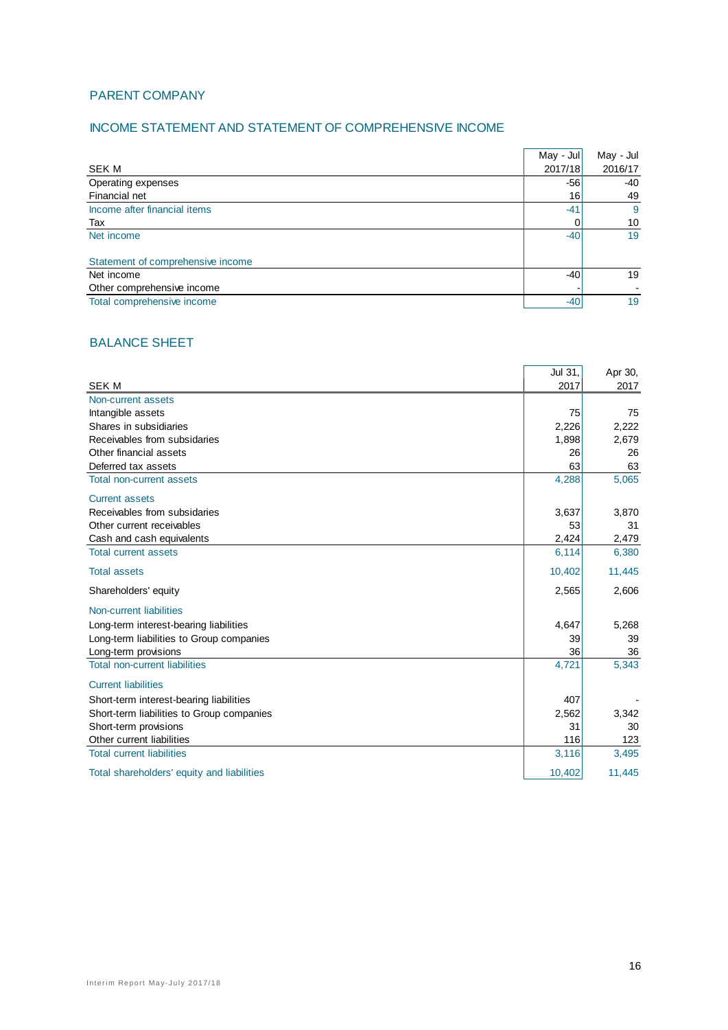## PARENT COMPANY

### INCOME STATEMENT AND STATEMENT OF COMPREHENSIVE INCOME

| SEK M | May - Jul 2017/18 | May - Jul 2016/17 |
|---|---|---|
| Operating expenses | -56 | -40 |
| Financial net | 16 | 49 |
| Income after financial items | -41 | 9 |
| Tax | 0 | 10 |
| Net income | -40 | 19 |
| | | |
| Statement of comprehensive income | | |
| Net income | -40 | 19 |
| Other comprehensive income | - | - |
| Total comprehensive income | -40 | 19 |

### BALANCE SHEET

| SEK M | Jul 31, 2017 | Apr 30, 2017 |
|---|---|---|
| Non-current assets | | |
| Intangible assets | 75 | 75 |
| Shares in subsidiaries | 2,226 | 2,222 |
| Receivables from subsidaries | 1,898 | 2,679 |
| Other financial assets | 26 | 26 |
| Deferred tax assets | 63 | 63 |
| Total non-current assets | 4,288 | 5,065 |
| Current assets | | |
| Receivables from subsidaries | 3,637 | 3,870 |
| Other current receivables | 53 | 31 |
| Cash and cash equivalents | 2,424 | 2,479 |
| Total current assets | 6,114 | 6,380 |
| Total assets | 10,402 | 11,445 |
| Shareholders' equity | 2,565 | 2,606 |
| Non-current liabilities | | |
| Long-term interest-bearing liabilities | 4,647 | 5,268 |
| Long-term liabilities to Group companies | 39 | 39 |
| Long-term provisions | 36 | 36 |
| Total non-current liabilities | 4,721 | 5,343 |
| Current liabilities | | |
| Short-term interest-bearing liabilities | 407 | - |
| Short-term liabilities to Group companies | 2,562 | 3,342 |
| Short-term provisions | 31 | 30 |
| Other current liabilities | 116 | 123 |
| Total current liabilities | 3,116 | 3,495 |
| Total shareholders' equity and liabilities | 10,402 | 11,445 |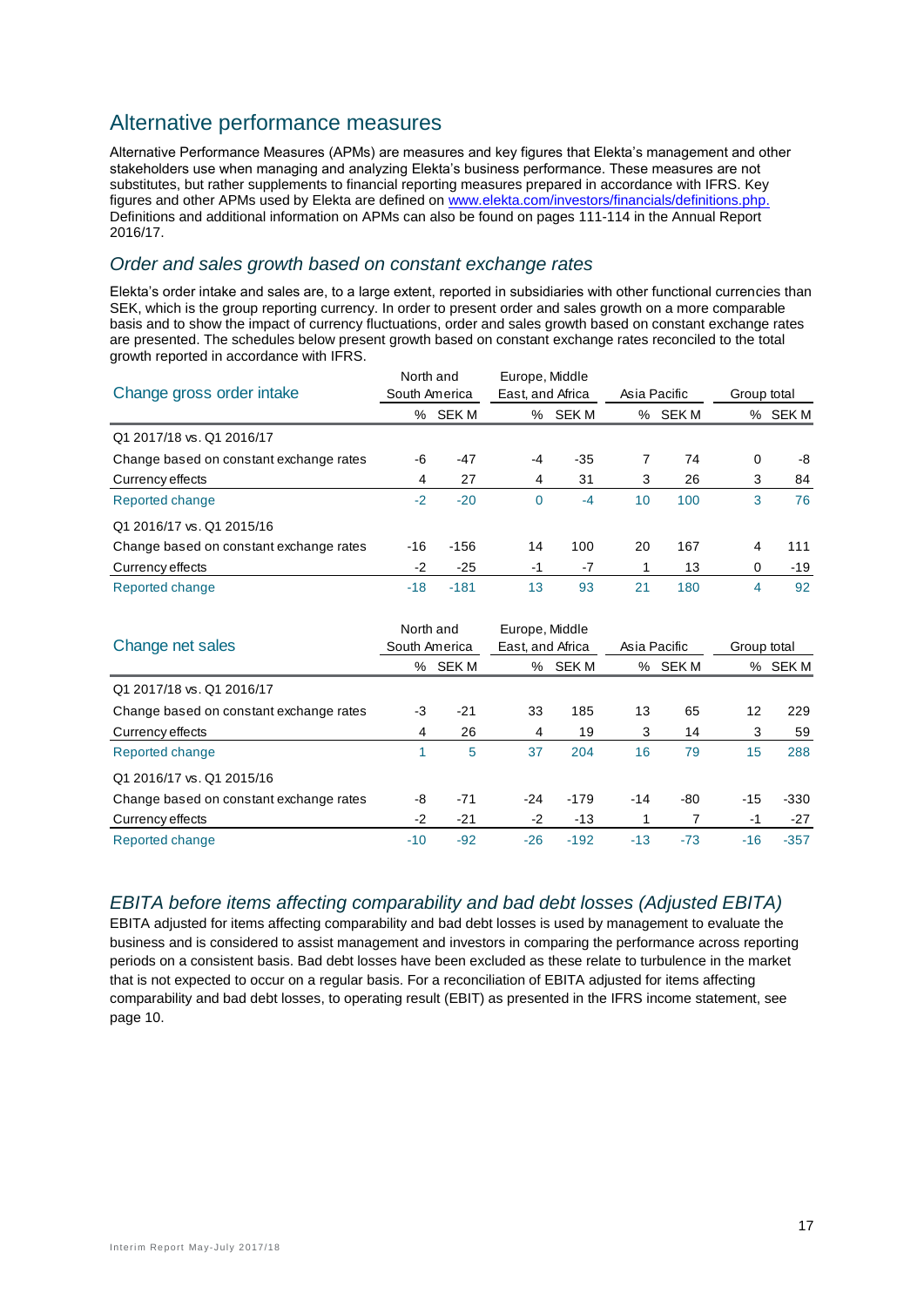## Alternative performance measures

Alternative Performance Measures (APMs) are measures and key figures that Elekta's management and other stakeholders use when managing and analyzing Elekta's business performance. These measures are not substitutes, but rather supplements to financial reporting measures prepared in accordance with IFRS. Key figures and other APMs used by Elekta are defined on www.elekta.com/investors/financials/definitions.php. Definitions and additional information on APMs can also be found on pages 111-114 in the Annual Report 2016/17.

### *Order and sales growth based on constant exchange rates*

Elekta's order intake and sales are, to a large extent, reported in subsidiaries with other functional currencies than SEK, which is the group reporting currency. In order to present order and sales growth on a more comparable basis and to show the impact of currency fluctuations, order and sales growth based on constant exchange rates are presented. The schedules below present growth based on constant exchange rates reconciled to the total growth reported in accordance with IFRS.

| Change gross order intake | North and South America | | Europe, Middle East, and Africa | | Asia Pacific | | Group total | |
|---|---|---|---|---|---|---|---|---|
| | % | SEK M | % | SEK M | % | SEK M | % | SEK M |
| Q1 2017/18 vs. Q1 2016/17 | | | | | | | | |
| Change based on constant exchange rates | -6 | -47 | -4 | -35 | 7 | 74 | 0 | -8 |
| Currency effects | 4 | 27 | 4 | 31 | 3 | 26 | 3 | 84 |
| Reported change | -2 | -20 | 0 | -4 | 10 | 100 | 3 | 76 |
| Q1 2016/17 vs. Q1 2015/16 | | | | | | | | |
| Change based on constant exchange rates | -16 | -156 | 14 | 100 | 20 | 167 | 4 | 111 |
| Currency effects | -2 | -25 | -1 | -7 | 1 | 13 | 0 | -19 |
| Reported change | -18 | -181 | 13 | 93 | 21 | 180 | 4 | 92 |

| Change net sales | North and South America | | Europe, Middle East, and Africa | | Asia Pacific | | Group total | |
|---|---|---|---|---|---|---|---|---|
| | % | SEK M | % | SEK M | % | SEK M | % | SEK M |
| Q1 2017/18 vs. Q1 2016/17 | | | | | | | | |
| Change based on constant exchange rates | -3 | -21 | 33 | 185 | 13 | 65 | 12 | 229 |
| Currency effects | 4 | 26 | 4 | 19 | 3 | 14 | 3 | 59 |
| Reported change | 1 | 5 | 37 | 204 | 16 | 79 | 15 | 288 |
| Q1 2016/17 vs. Q1 2015/16 | | | | | | | | |
| Change based on constant exchange rates | -8 | -71 | -24 | -179 | -14 | -80 | -15 | -330 |
| Currency effects | -2 | -21 | -2 | -13 | 1 | 7 | -1 | -27 |
| Reported change | -10 | -92 | -26 | -192 | -13 | -73 | -16 | -357 |

### *EBITA before items affecting comparability and bad debt losses (Adjusted EBITA)*

EBITA adjusted for items affecting comparability and bad debt losses is used by management to evaluate the business and is considered to assist management and investors in comparing the performance across reporting periods on a consistent basis. Bad debt losses have been excluded as these relate to turbulence in the market that is not expected to occur on a regular basis. For a reconciliation of EBITA adjusted for items affecting comparability and bad debt losses, to operating result (EBIT) as presented in the IFRS income statement, see page 10.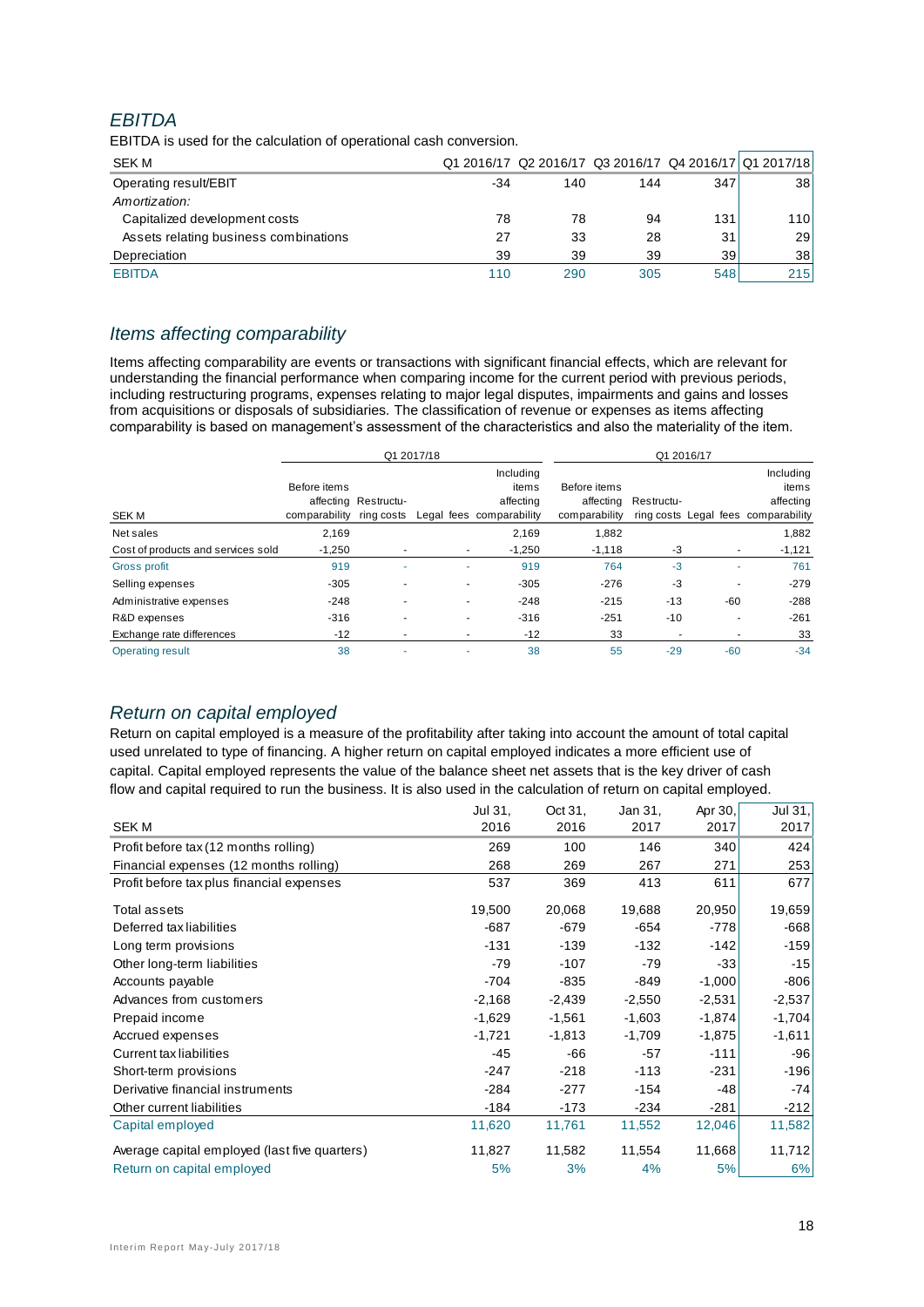## *EBITDA*

EBITDA is used for the calculation of operational cash conversion.

| SEK M | Q1 2016/17 | Q2 2016/17 | Q3 2016/17 | Q4 2016/17 | Q1 2017/18 |
|---|---|---|---|---|---|
| Operating result/EBIT | -34 | 140 | 144 | 347 | 38 |
| *Amortization:* | | | | | |
| Capitalized development costs | 78 | 78 | 94 | 131 | 110 |
| Assets relating business combinations | 27 | 33 | 28 | 31 | 29 |
| Depreciation | 39 | 39 | 39 | 39 | 38 |
| EBITDA | 110 | 290 | 305 | 548 | 215 |

## *Items affecting comparability*

Items affecting comparability are events or transactions with significant financial effects, which are relevant for understanding the financial performance when comparing income for the current period with previous periods, including restructuring programs, expenses relating to major legal disputes, impairments and gains and losses from acquisitions or disposals of subsidiaries. The classification of revenue or expenses as items affecting comparability is based on management's assessment of the characteristics and also the materiality of the item.

| | Q1 2017/18 | | | | Q1 2016/17 | | | |
|---|---|---|---|---|---|---|---|---|
| SEK M | Before items affecting comparability | Restructu-ring costs | Legal fees | Including items affecting comparability | Before items affecting comparability | Restructu-ring costs | Legal fees | Including items affecting comparability |
| Net sales | 2,169 | | | 2,169 | 1,882 | | | 1,882 |
| Cost of products and services sold | -1,250 | - | - | -1,250 | -1,118 | -3 | - | -1,121 |
| Gross profit | 919 | - | - | 919 | 764 | -3 | - | 761 |
| Selling expenses | -305 | - | - | -305 | -276 | -3 | - | -279 |
| Administrative expenses | -248 | - | - | -248 | -215 | -13 | -60 | -288 |
| R&D expenses | -316 | - | - | -316 | -251 | -10 | - | -261 |
| Exchange rate differences | -12 | - | - | -12 | 33 | - | - | 33 |
| Operating result | 38 | - | - | 38 | 55 | -29 | -60 | -34 |

## *Return on capital employed*

Return on capital employed is a measure of the profitability after taking into account the amount of total capital used unrelated to type of financing. A higher return on capital employed indicates a more efficient use of capital. Capital employed represents the value of the balance sheet net assets that is the key driver of cash flow and capital required to run the business. It is also used in the calculation of return on capital employed.

| SEK M | Jul 31, 2016 | Oct 31, 2016 | Jan 31, 2017 | Apr 30, 2017 | Jul 31, 2017 |
|---|---|---|---|---|---|
| Profit before tax (12 months rolling) | 269 | 100 | 146 | 340 | 424 |
| Financial expenses (12 months rolling) | 268 | 269 | 267 | 271 | 253 |
| Profit before tax plus financial expenses | 537 | 369 | 413 | 611 | 677 |
| Total assets | 19,500 | 20,068 | 19,688 | 20,950 | 19,659 |
| Deferred tax liabilities | -687 | -679 | -654 | -778 | -668 |
| Long term provisions | -131 | -139 | -132 | -142 | -159 |
| Other long-term liabilities | -79 | -107 | -79 | -33 | -15 |
| Accounts payable | -704 | -835 | -849 | -1,000 | -806 |
| Advances from customers | -2,168 | -2,439 | -2,550 | -2,531 | -2,537 |
| Prepaid income | -1,629 | -1,561 | -1,603 | -1,874 | -1,704 |
| Accrued expenses | -1,721 | -1,813 | -1,709 | -1,875 | -1,611 |
| Current tax liabilities | -45 | -66 | -57 | -111 | -96 |
| Short-term provisions | -247 | -218 | -113 | -231 | -196 |
| Derivative financial instruments | -284 | -277 | -154 | -48 | -74 |
| Other current liabilities | -184 | -173 | -234 | -281 | -212 |
| Capital employed | 11,620 | 11,761 | 11,552 | 12,046 | 11,582 |
| Average capital employed (last five quarters) | 11,827 | 11,582 | 11,554 | 11,668 | 11,712 |
| Return on capital employed | 5% | 3% | 4% | 5% | 6% |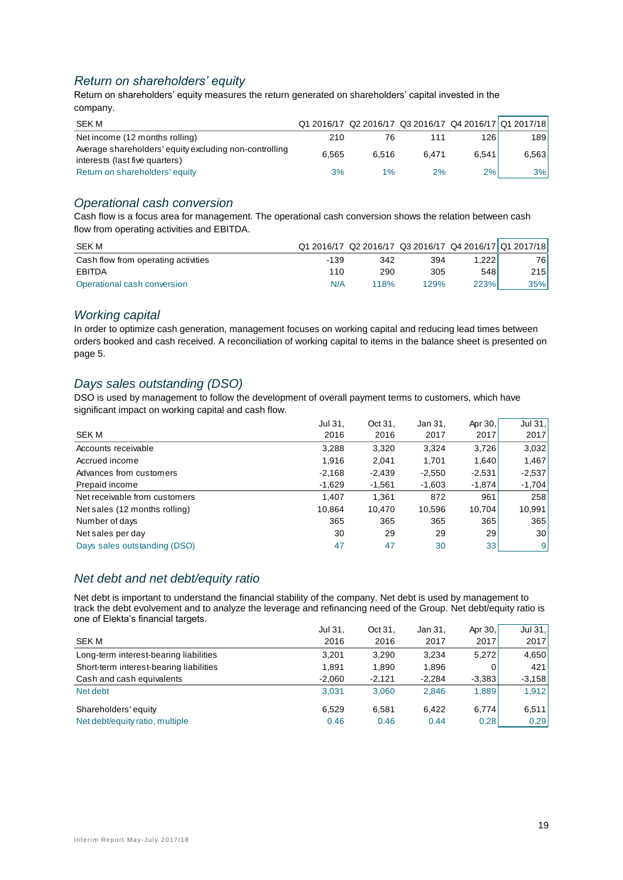### *Return on shareholders' equity*

Return on shareholders' equity measures the return generated on shareholders' capital invested in the company.

| SEK M | Q1 2016/17 | Q2 2016/17 | Q3 2016/17 | Q4 2016/17 | Q1 2017/18 |
|---|---|---|---|---|---|
| Net income (12 months rolling) | 210 | 76 | 111 | 126 | 189 |
| Average shareholders' equity excluding non-controlling interests (last five quarters) | 6,565 | 6,516 | 6,471 | 6,541 | 6,563 |
| Return on shareholders' equity | 3% | 1% | 2% | 2% | 3% |

### *Operational cash conversion*

Cash flow is a focus area for management. The operational cash conversion shows the relation between cash flow from operating activities and EBITDA.

| SEK M | Q1 2016/17 | Q2 2016/17 | Q3 2016/17 | Q4 2016/17 | Q1 2017/18 |
|---|---|---|---|---|---|
| Cash flow from operating activities | -139 | 342 | 394 | 1,222 | 76 |
| EBITDA | 110 | 290 | 305 | 548 | 215 |
| Operational cash conversion | N/A | 118% | 129% | 223% | 35% |

### *Working capital*

In order to optimize cash generation, management focuses on working capital and reducing lead times between orders booked and cash received. A reconciliation of working capital to items in the balance sheet is presented on page 5.

### *Days sales outstanding (DSO)*

DSO is used by management to follow the development of overall payment terms to customers, which have significant impact on working capital and cash flow.

| SEK M | Jul 31, 2016 | Oct 31, 2016 | Jan 31, 2017 | Apr 30, 2017 | Jul 31, 2017 |
|---|---|---|---|---|---|
| Accounts receivable | 3,288 | 3,320 | 3,324 | 3,726 | 3,032 |
| Accrued income | 1,916 | 2,041 | 1,701 | 1,640 | 1,467 |
| Advances from customers | -2,168 | -2,439 | -2,550 | -2,531 | -2,537 |
| Prepaid income | -1,629 | -1,561 | -1,603 | -1,874 | -1,704 |
| Net receivable from customers | 1,407 | 1,361 | 872 | 961 | 258 |
| Net sales (12 months rolling) | 10,864 | 10,470 | 10,596 | 10,704 | 10,991 |
| Number of days | 365 | 365 | 365 | 365 | 365 |
| Net sales per day | 30 | 29 | 29 | 29 | 30 |
| Days sales outstanding (DSO) | 47 | 47 | 30 | 33 | 9 |

### *Net debt and net debt/equity ratio*

Net debt is important to understand the financial stability of the company. Net debt is used by management to track the debt evolvement and to analyze the leverage and refinancing need of the Group. Net debt/equity ratio is one of Elekta's financial targets.

| SEK M | Jul 31, 2016 | Oct 31, 2016 | Jan 31, 2017 | Apr 30, 2017 | Jul 31, 2017 |
|---|---|---|---|---|---|
| Long-term interest-bearing liabilities | 3,201 | 3,290 | 3,234 | 5,272 | 4,650 |
| Short-term interest-bearing liabilities | 1,891 | 1,890 | 1,896 | 0 | 421 |
| Cash and cash equivalents | -2,060 | -2,121 | -2,284 | -3,383 | -3,158 |
| Net debt | 3,031 | 3,060 | 2,846 | 1,889 | 1,912 |
| Shareholders' equity | 6,529 | 6,581 | 6,422 | 6,774 | 6,511 |
| Net debt/equity ratio, multiple | 0.46 | 0.46 | 0.44 | 0.28 | 0.29 |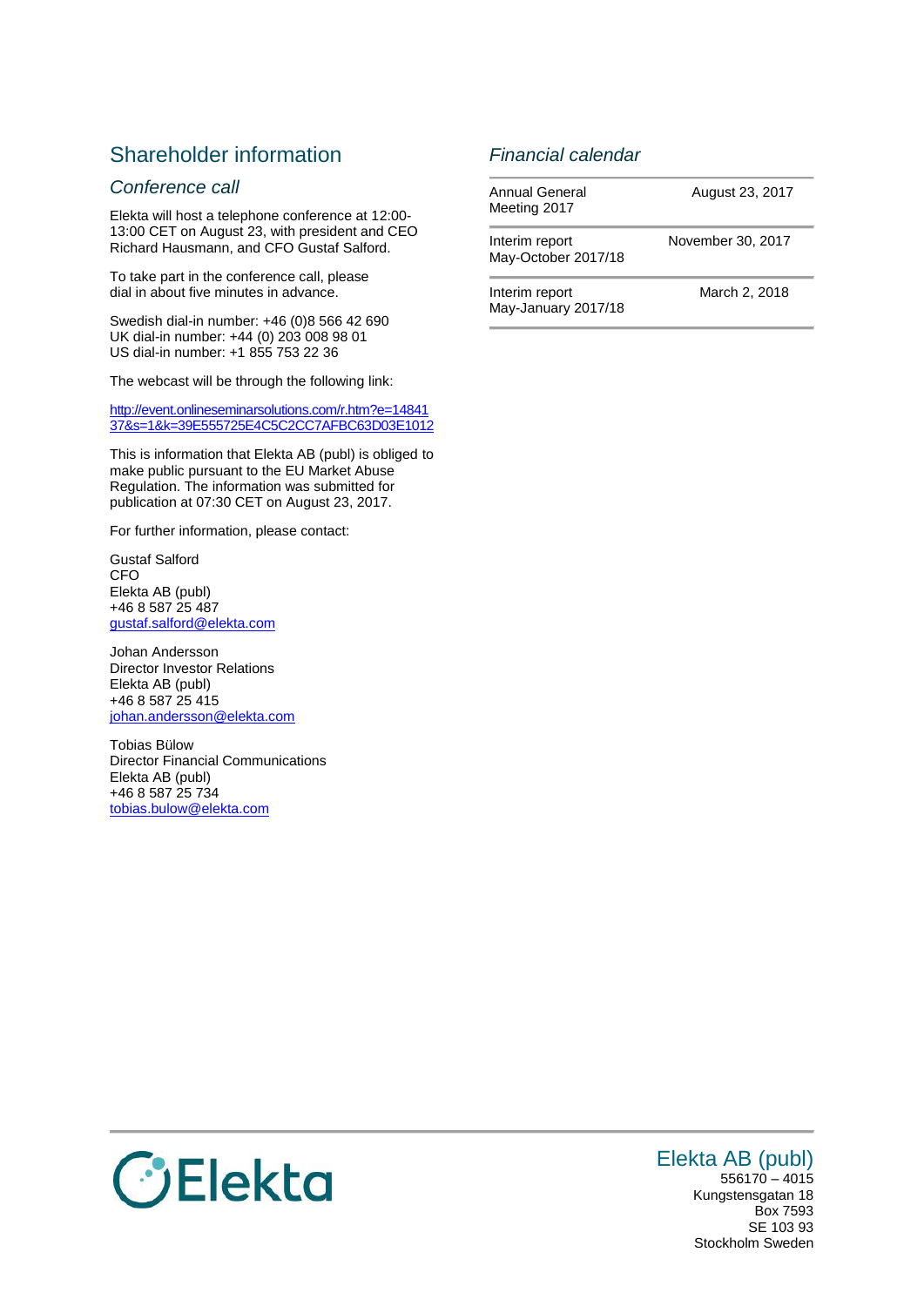## Shareholder information

### *Conference call*

Elekta will host a telephone conference at 12:00-13:00 CET on August 23, with president and CEO Richard Hausmann, and CFO Gustaf Salford.

To take part in the conference call, please dial in about five minutes in advance.

Swedish dial-in number: +46 (0)8 566 42 690
UK dial-in number: +44 (0) 203 008 98 01
US dial-in number: +1 855 753 22 36

The webcast will be through the following link:

http://event.onlineseminarsolutions.com/r.htm?e=1484137&s=1&k=39E555725E4C5C2CC7AFBC63D03E1012

This is information that Elekta AB (publ) is obliged to make public pursuant to the EU Market Abuse Regulation. The information was submitted for publication at 07:30 CET on August 23, 2017.

For further information, please contact:

Gustaf Salford
CFO
Elekta AB (publ)
+46 8 587 25 487
gustaf.salford@elekta.com

Johan Andersson
Director Investor Relations
Elekta AB (publ)
+46 8 587 25 415
johan.andersson@elekta.com

Tobias Bülow
Director Financial Communications
Elekta AB (publ)
+46 8 587 25 734
tobias.bulow@elekta.com

### *Financial calendar*

| | |
|---|---|
| Annual General Meeting 2017 | August 23, 2017 |
| Interim report May-October 2017/18 | November 30, 2017 |
| Interim report May-January 2017/18 | March 2, 2018 |

Elekta AB (publ)
556170 – 4015
Kungstensgatan 18
Box 7593
SE 103 93
Stockholm Sweden